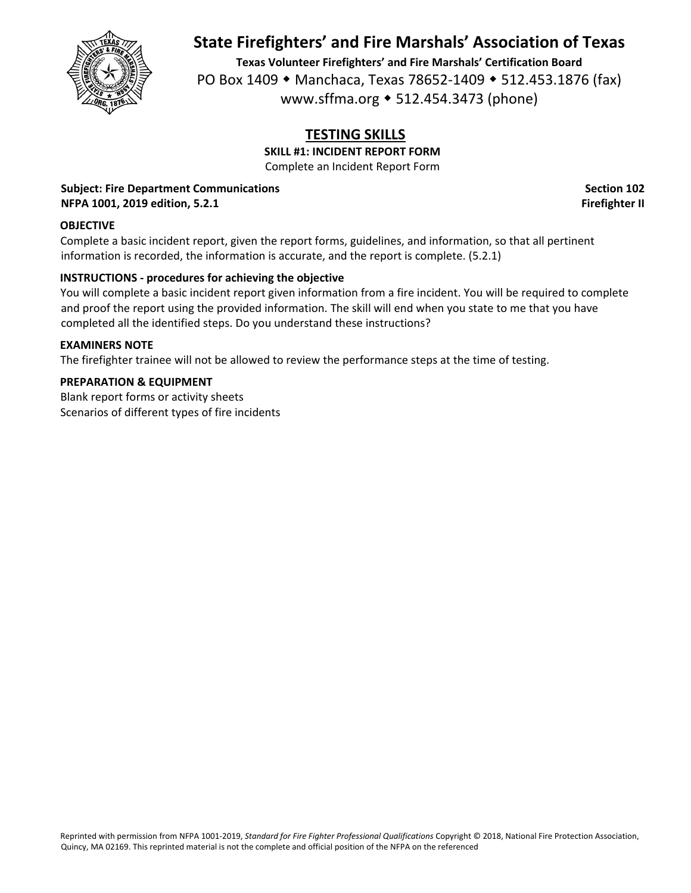# State Firefighters' and Fire Marshals' Association of Texas

**Texas Volunteer Firefighters' and Fire Marshals' Certification Board**

PO Box 1409 ◆ Manchaca, Texas 78652-1409 ◆ 512.453.1876 (fax)

www.sffma.org ◆ 512.454.3473 (phone)

## TESTING SKILLS

**SKILL #1: INCIDENT REPORT FORM**

Complete an Incident Report Form

**Subject: Fire Department Communications** — **Section 102**

**NFPA 1001, 2019 edition, 5.2.1** — **Firefighter II**

### OBJECTIVE

Complete a basic incident report, given the report forms, guidelines, and information, so that all pertinent information is recorded, the information is accurate, and the report is complete. (5.2.1)

### INSTRUCTIONS - procedures for achieving the objective

You will complete a basic incident report given information from a fire incident. You will be required to complete and proof the report using the provided information. The skill will end when you state to me that you have completed all the identified steps. Do you understand these instructions?

### EXAMINERS NOTE

The firefighter trainee will not be allowed to review the performance steps at the time of testing.

### PREPARATION & EQUIPMENT

Blank report forms or activity sheets

Scenarios of different types of fire incidents

Reprinted with permission from NFPA 1001-2019, *Standard for Fire Fighter Professional Qualifications* Copyright © 2018, National Fire Protection Association, Quincy, MA 02169. This reprinted material is not the complete and official position of the NFPA on the referenced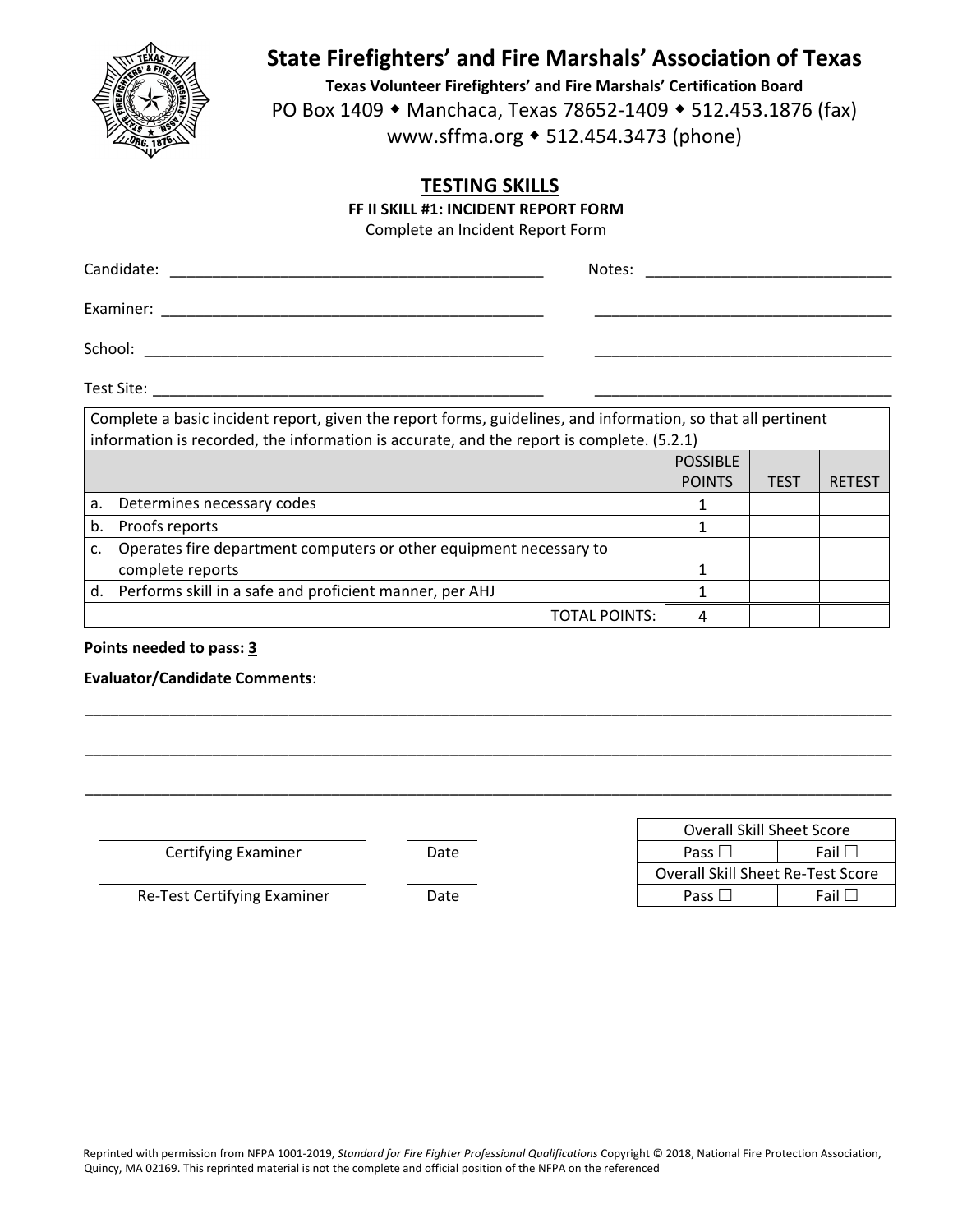# State Firefighters' and Fire Marshals' Association of Texas

**Texas Volunteer Firefighters' and Fire Marshals' Certification Board**

PO Box 1409 ◆ Manchaca, Texas 78652-1409 ◆ 512.453.1876 (fax)

www.sffma.org ◆ 512.454.3473 (phone)

## TESTING SKILLS

**FF II SKILL #1: INCIDENT REPORT FORM**

Complete an Incident Report Form

Candidate: ____________________________________________ Notes: ______________________________

Examiner: ____________________________________________ ______________________________

School: ____________________________________________ ______________________________

Test Site: ____________________________________________ ______________________________

| Complete a basic incident report, given the report forms, guidelines, and information, so that all pertinent information is recorded, the information is accurate, and the report is complete. (5.2.1) | | | |
|---|---|---|---|
| | POSSIBLE POINTS | TEST | RETEST |
| a. Determines necessary codes | 1 | | |
| b. Proofs reports | 1 | | |
| c. Operates fire department computers or other equipment necessary to complete reports | 1 | | |
| d. Performs skill in a safe and proficient manner, per AHJ | 1 | | |
| TOTAL POINTS: | 4 | | |

**Points needed to pass: 3**

**Evaluator/Candidate Comments**:

______________________________________________________________________________

______________________________________________________________________________

______________________________________________________________________________

| Certifying Examiner | Date |
|---|---|
| Re-Test Certifying Examiner | Date |

| Overall Skill Sheet Score | |
|---|---|
| Pass ☐ | Fail ☐ |
| Overall Skill Sheet Re-Test Score | |
| Pass ☐ | Fail ☐ |

Reprinted with permission from NFPA 1001-2019, *Standard for Fire Fighter Professional Qualifications* Copyright © 2018, National Fire Protection Association, Quincy, MA 02169. This reprinted material is not the complete and official position of the NFPA on the referenced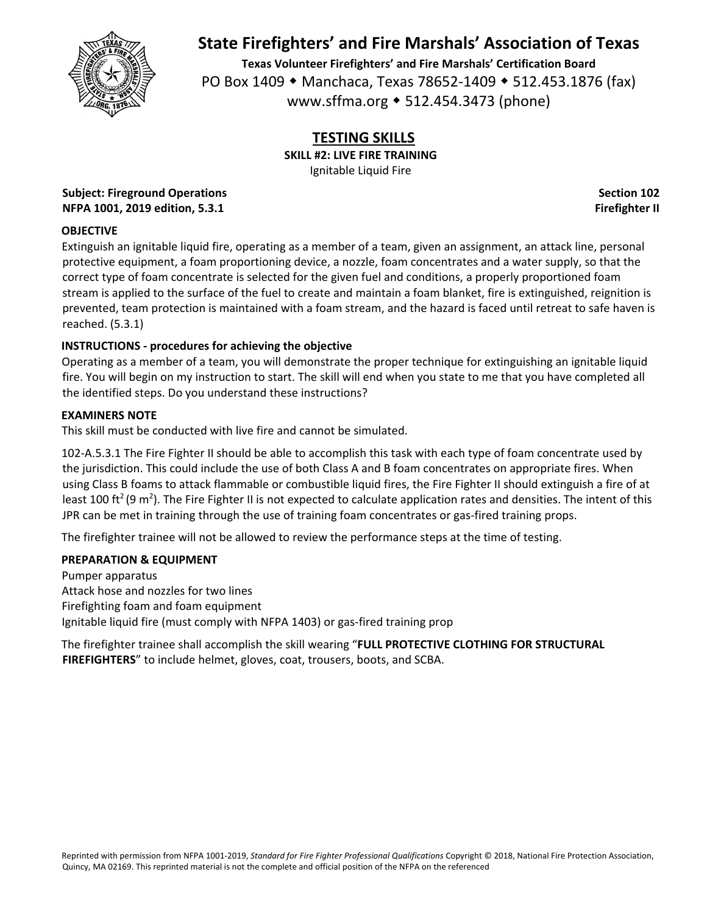# State Firefighters' and Fire Marshals' Association of Texas

**Texas Volunteer Firefighters' and Fire Marshals' Certification Board**

PO Box 1409 ◆ Manchaca, Texas 78652-1409 ◆ 512.453.1876 (fax)

www.sffma.org ◆ 512.454.3473 (phone)

## TESTING SKILLS

**SKILL #2: LIVE FIRE TRAINING**

Ignitable Liquid Fire

**Subject: Fireground Operations** **Section 102**

**NFPA 1001, 2019 edition, 5.3.1** **Firefighter II**

### OBJECTIVE

Extinguish an ignitable liquid fire, operating as a member of a team, given an assignment, an attack line, personal protective equipment, a foam proportioning device, a nozzle, foam concentrates and a water supply, so that the correct type of foam concentrate is selected for the given fuel and conditions, a properly proportioned foam stream is applied to the surface of the fuel to create and maintain a foam blanket, fire is extinguished, reignition is prevented, team protection is maintained with a foam stream, and the hazard is faced until retreat to safe haven is reached. (5.3.1)

### INSTRUCTIONS - procedures for achieving the objective

Operating as a member of a team, you will demonstrate the proper technique for extinguishing an ignitable liquid fire. You will begin on my instruction to start. The skill will end when you state to me that you have completed all the identified steps. Do you understand these instructions?

### EXAMINERS NOTE

This skill must be conducted with live fire and cannot be simulated.

102-A.5.3.1 The Fire Fighter II should be able to accomplish this task with each type of foam concentrate used by the jurisdiction. This could include the use of both Class A and B foam concentrates on appropriate fires. When using Class B foams to attack flammable or combustible liquid fires, the Fire Fighter II should extinguish a fire of at least 100 $ft^2$ (9 $m^2$). The Fire Fighter II is not expected to calculate application rates and densities. The intent of this JPR can be met in training through the use of training foam concentrates or gas-fired training props.

The firefighter trainee will not be allowed to review the performance steps at the time of testing.

### PREPARATION & EQUIPMENT

Pumper apparatus
Attack hose and nozzles for two lines
Firefighting foam and foam equipment
Ignitable liquid fire (must comply with NFPA 1403) or gas-fired training prop

The firefighter trainee shall accomplish the skill wearing "**FULL PROTECTIVE CLOTHING FOR STRUCTURAL FIREFIGHTERS**" to include helmet, gloves, coat, trousers, boots, and SCBA.

Reprinted with permission from NFPA 1001-2019, *Standard for Fire Fighter Professional Qualifications* Copyright © 2018, National Fire Protection Association, Quincy, MA 02169. This reprinted material is not the complete and official position of the NFPA on the referenced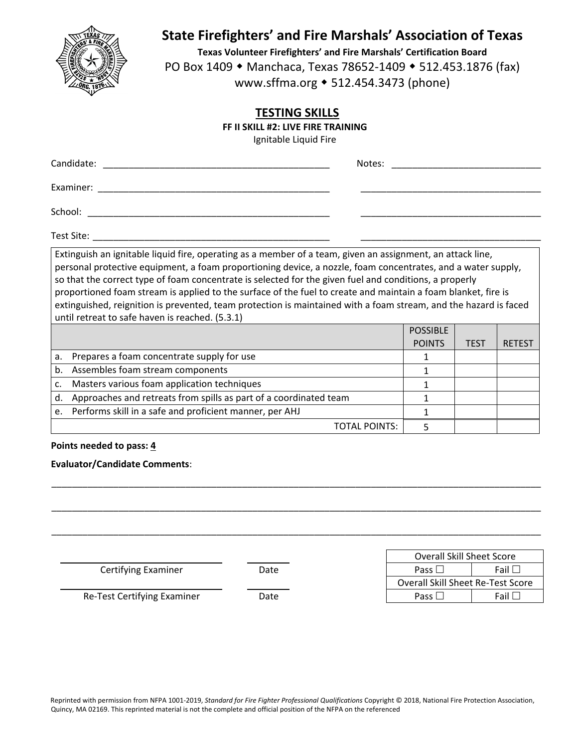# State Firefighters' and Fire Marshals' Association of Texas

**Texas Volunteer Firefighters' and Fire Marshals' Certification Board**

PO Box 1409 ◆ Manchaca, Texas 78652-1409 ◆ 512.453.1876 (fax)
www.sffma.org ◆ 512.454.3473 (phone)

## TESTING SKILLS

**FF II SKILL #2: LIVE FIRE TRAINING**

Ignitable Liquid Fire

Candidate: ____________________________________________ Notes: ____________________________

Examiner: ____________________________________________ ____________________________________

School: ______________________________________________ ____________________________________

Test Site: _____________________________________________ ____________________________________

Extinguish an ignitable liquid fire, operating as a member of a team, given an assignment, an attack line, personal protective equipment, a foam proportioning device, a nozzle, foam concentrates, and a water supply, so that the correct type of foam concentrate is selected for the given fuel and conditions, a properly proportioned foam stream is applied to the surface of the fuel to create and maintain a foam blanket, fire is extinguished, reignition is prevented, team protection is maintained with a foam stream, and the hazard is faced until retreat to safe haven is reached. (5.3.1)

| | POSSIBLE POINTS | TEST | RETEST |
|---|---|---|---|
| a. Prepares a foam concentrate supply for use | 1 | | |
| b. Assembles foam stream components | 1 | | |
| c. Masters various foam application techniques | 1 | | |
| d. Approaches and retreats from spills as part of a coordinated team | 1 | | |
| e. Performs skill in a safe and proficient manner, per AHJ | 1 | | |
| TOTAL POINTS: | 5 | | |

**Points needed to pass: 4**

**Evaluator/Candidate Comments**:

_______________________________________________________________________________________________

_______________________________________________________________________________________________

_______________________________________________________________________________________________

Certifying Examiner ____________ Date ____________

Re-Test Certifying Examiner ____________ Date ____________

| Overall Skill Sheet Score | |
|---|---|
| Pass ☐ | Fail ☐ |
| Overall Skill Sheet Re-Test Score | |
| Pass ☐ | Fail ☐ |

Reprinted with permission from NFPA 1001-2019, *Standard for Fire Fighter Professional Qualifications* Copyright © 2018, National Fire Protection Association, Quincy, MA 02169. This reprinted material is not the complete and official position of the NFPA on the referenced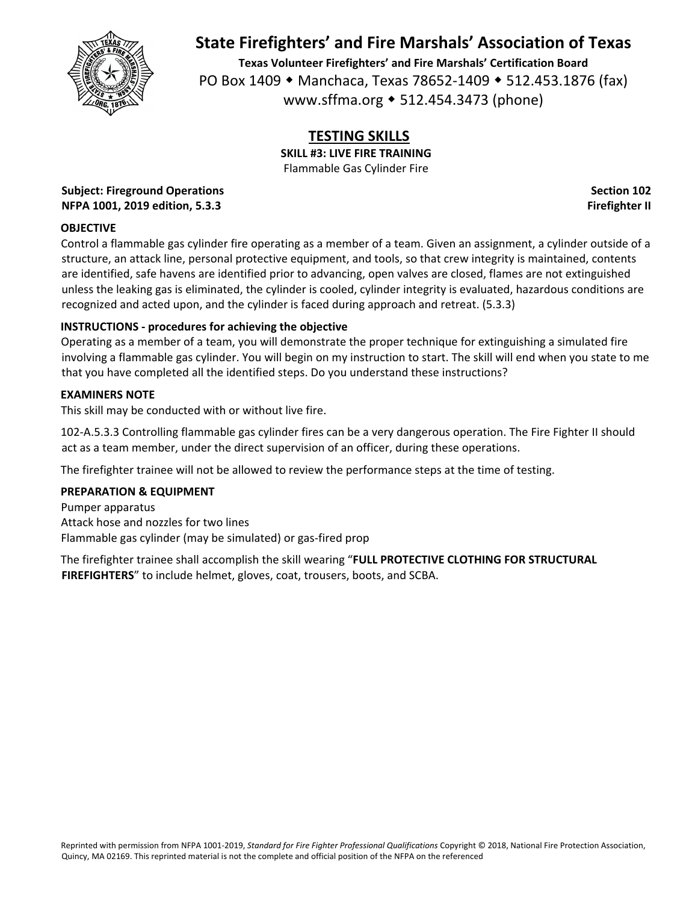# State Firefighters' and Fire Marshals' Association of Texas

**Texas Volunteer Firefighters' and Fire Marshals' Certification Board**
PO Box 1409 ◆ Manchaca, Texas 78652-1409 ◆ 512.453.1876 (fax)
www.sffma.org ◆ 512.454.3473 (phone)

## TESTING SKILLS

**SKILL #3: LIVE FIRE TRAINING**
Flammable Gas Cylinder Fire

**Subject: Fireground Operations** | **Section 102**
**NFPA 1001, 2019 edition, 5.3.3** | **Firefighter II**

### OBJECTIVE

Control a flammable gas cylinder fire operating as a member of a team. Given an assignment, a cylinder outside of a structure, an attack line, personal protective equipment, and tools, so that crew integrity is maintained, contents are identified, safe havens are identified prior to advancing, open valves are closed, flames are not extinguished unless the leaking gas is eliminated, the cylinder is cooled, cylinder integrity is evaluated, hazardous conditions are recognized and acted upon, and the cylinder is faced during approach and retreat. (5.3.3)

### INSTRUCTIONS - procedures for achieving the objective

Operating as a member of a team, you will demonstrate the proper technique for extinguishing a simulated fire involving a flammable gas cylinder. You will begin on my instruction to start. The skill will end when you state to me that you have completed all the identified steps. Do you understand these instructions?

### EXAMINERS NOTE

This skill may be conducted with or without live fire.

102-A.5.3.3 Controlling flammable gas cylinder fires can be a very dangerous operation. The Fire Fighter II should act as a team member, under the direct supervision of an officer, during these operations.

The firefighter trainee will not be allowed to review the performance steps at the time of testing.

### PREPARATION & EQUIPMENT

Pumper apparatus
Attack hose and nozzles for two lines
Flammable gas cylinder (may be simulated) or gas-fired prop

The firefighter trainee shall accomplish the skill wearing "**FULL PROTECTIVE CLOTHING FOR STRUCTURAL FIREFIGHTERS**" to include helmet, gloves, coat, trousers, boots, and SCBA.

Reprinted with permission from NFPA 1001-2019, *Standard for Fire Fighter Professional Qualifications* Copyright © 2018, National Fire Protection Association, Quincy, MA 02169. This reprinted material is not the complete and official position of the NFPA on the referenced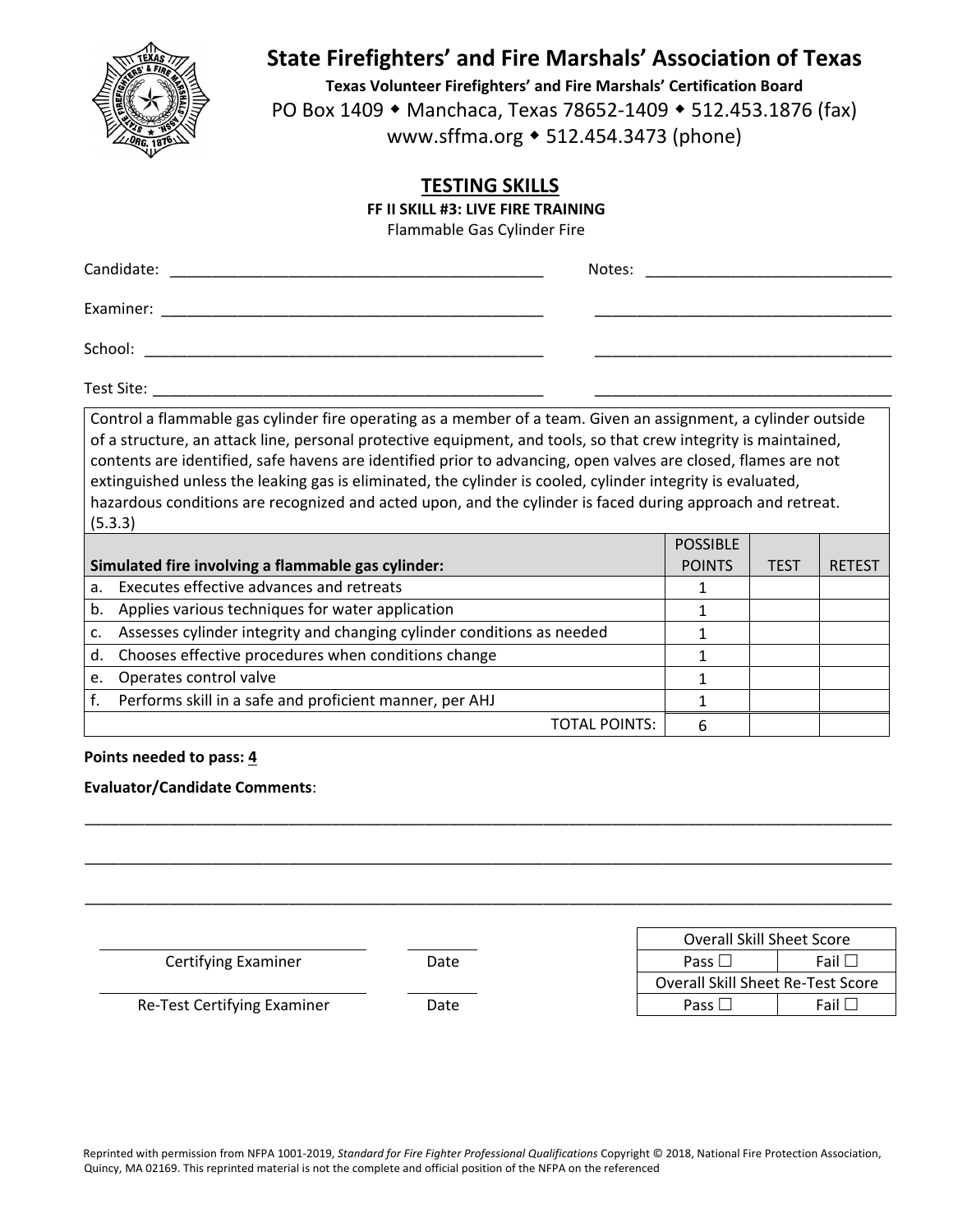# State Firefighters' and Fire Marshals' Association of Texas

**Texas Volunteer Firefighters' and Fire Marshals' Certification Board**

PO Box 1409 ◆ Manchaca, Texas 78652-1409 ◆ 512.453.1876 (fax)

www.sffma.org ◆ 512.454.3473 (phone)

## TESTING SKILLS

**FF II SKILL #3: LIVE FIRE TRAINING**

Flammable Gas Cylinder Fire

Candidate: ____________________________________________ Notes: ____________________________

Examiner: ____________________________________________ ____________________________________

School: ____________________________________________ ____________________________________

Test Site: ____________________________________________ ____________________________________

Control a flammable gas cylinder fire operating as a member of a team. Given an assignment, a cylinder outside of a structure, an attack line, personal protective equipment, and tools, so that crew integrity is maintained, contents are identified, safe havens are identified prior to advancing, open valves are closed, flames are not extinguished unless the leaking gas is eliminated, the cylinder is cooled, cylinder integrity is evaluated, hazardous conditions are recognized and acted upon, and the cylinder is faced during approach and retreat. (5.3.3)

| Simulated fire involving a flammable gas cylinder: | POSSIBLE POINTS | TEST | RETEST |
|---|---|---|---|
| a. Executes effective advances and retreats | 1 | | |
| b. Applies various techniques for water application | 1 | | |
| c. Assesses cylinder integrity and changing cylinder conditions as needed | 1 | | |
| d. Chooses effective procedures when conditions change | 1 | | |
| e. Operates control valve | 1 | | |
| f. Performs skill in a safe and proficient manner, per AHJ | 1 | | |
| TOTAL POINTS: | 6 | | |

**Points needed to pass: 4**

**Evaluator/Candidate Comments**:

______________________________________________________________________________________

______________________________________________________________________________________

______________________________________________________________________________________

_______________________________ Certifying Examiner _________ Date

_______________________________ Re-Test Certifying Examiner _________ Date

| Overall Skill Sheet Score | |
|---|---|
| Pass ☐ | Fail ☐ |
| Overall Skill Sheet Re-Test Score | |
| Pass ☐ | Fail ☐ |

Reprinted with permission from NFPA 1001-2019, *Standard for Fire Fighter Professional Qualifications* Copyright © 2018, National Fire Protection Association, Quincy, MA 02169. This reprinted material is not the complete and official position of the NFPA on the referenced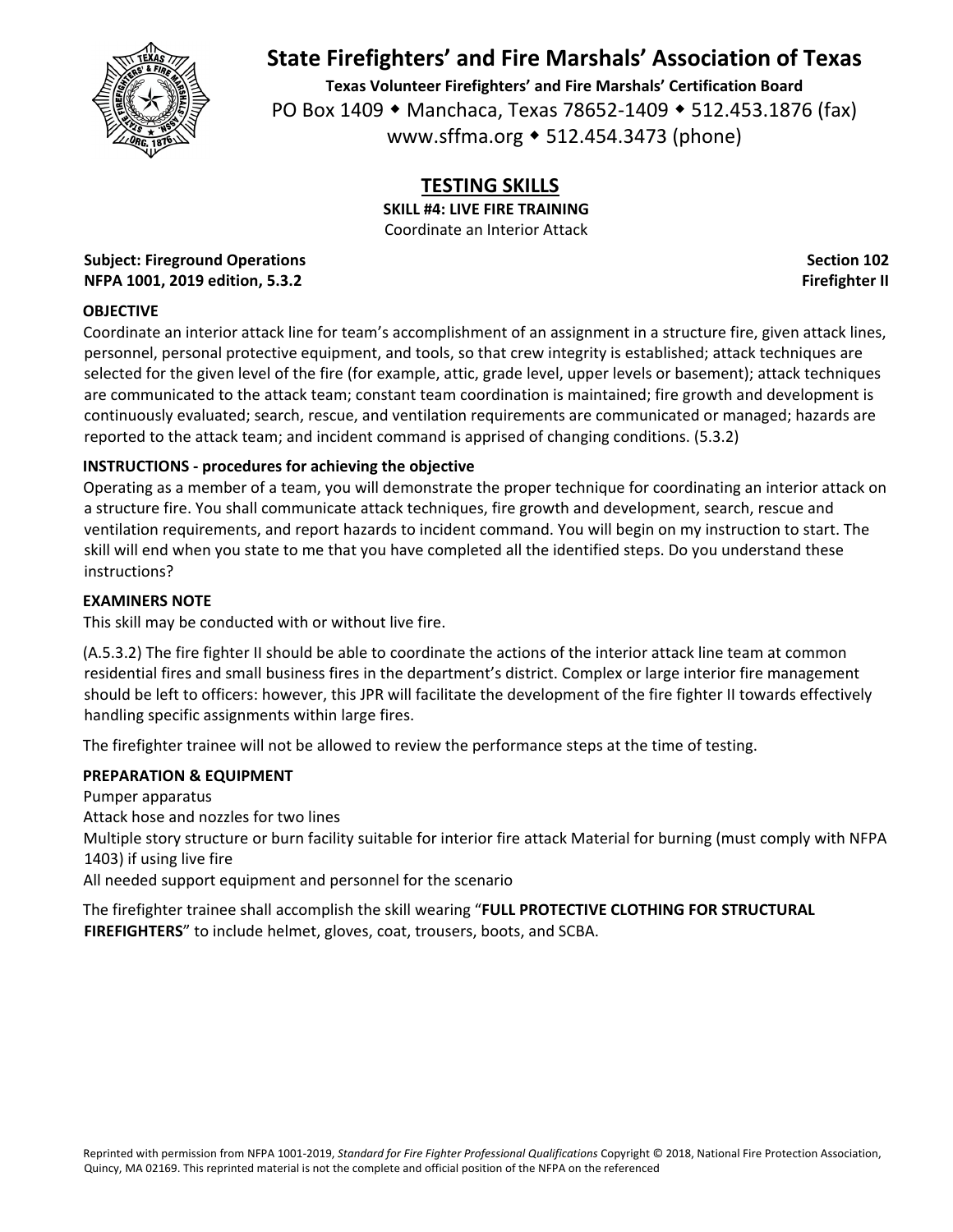# State Firefighters' and Fire Marshals' Association of Texas

**Texas Volunteer Firefighters' and Fire Marshals' Certification Board**
PO Box 1409 ◆ Manchaca, Texas 78652-1409 ◆ 512.453.1876 (fax)
www.sffma.org ◆ 512.454.3473 (phone)

## TESTING SKILLS

**SKILL #4: LIVE FIRE TRAINING**
Coordinate an Interior Attack

**Subject: Fireground Operations** — **Section 102**
**NFPA 1001, 2019 edition, 5.3.2** — **Firefighter II**

### OBJECTIVE

Coordinate an interior attack line for team's accomplishment of an assignment in a structure fire, given attack lines, personnel, personal protective equipment, and tools, so that crew integrity is established; attack techniques are selected for the given level of the fire (for example, attic, grade level, upper levels or basement); attack techniques are communicated to the attack team; constant team coordination is maintained; fire growth and development is continuously evaluated; search, rescue, and ventilation requirements are communicated or managed; hazards are reported to the attack team; and incident command is apprised of changing conditions. (5.3.2)

### INSTRUCTIONS - procedures for achieving the objective

Operating as a member of a team, you will demonstrate the proper technique for coordinating an interior attack on a structure fire. You shall communicate attack techniques, fire growth and development, search, rescue and ventilation requirements, and report hazards to incident command. You will begin on my instruction to start. The skill will end when you state to me that you have completed all the identified steps. Do you understand these instructions?

### EXAMINERS NOTE

This skill may be conducted with or without live fire.

(A.5.3.2) The fire fighter II should be able to coordinate the actions of the interior attack line team at common residential fires and small business fires in the department's district. Complex or large interior fire management should be left to officers: however, this JPR will facilitate the development of the fire fighter II towards effectively handling specific assignments within large fires.

The firefighter trainee will not be allowed to review the performance steps at the time of testing.

### PREPARATION & EQUIPMENT

Pumper apparatus
Attack hose and nozzles for two lines
Multiple story structure or burn facility suitable for interior fire attack Material for burning (must comply with NFPA 1403) if using live fire
All needed support equipment and personnel for the scenario

The firefighter trainee shall accomplish the skill wearing "**FULL PROTECTIVE CLOTHING FOR STRUCTURAL FIREFIGHTERS**" to include helmet, gloves, coat, trousers, boots, and SCBA.

Reprinted with permission from NFPA 1001-2019, *Standard for Fire Fighter Professional Qualifications* Copyright © 2018, National Fire Protection Association, Quincy, MA 02169. This reprinted material is not the complete and official position of the NFPA on the referenced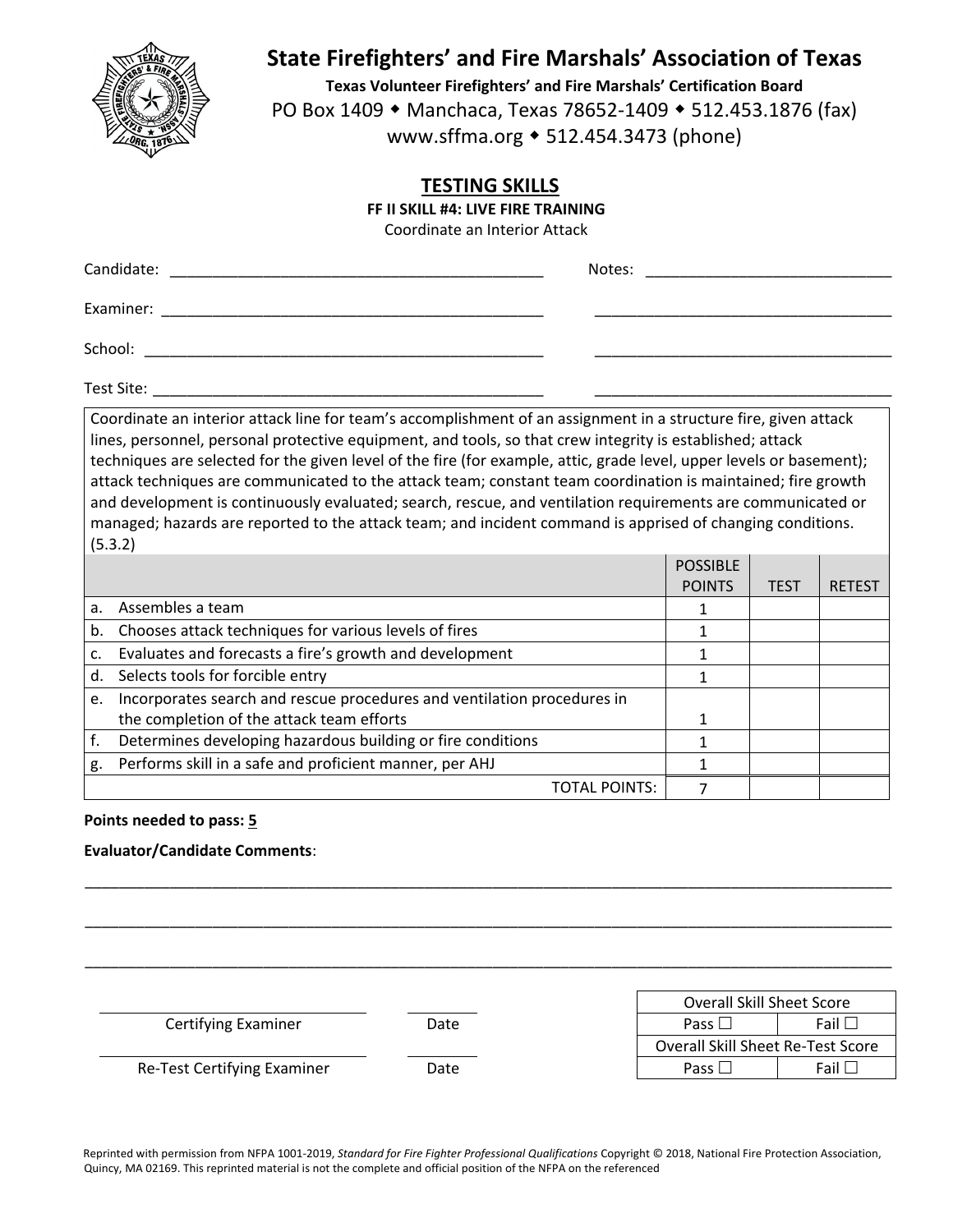# State Firefighters' and Fire Marshals' Association of Texas

**Texas Volunteer Firefighters' and Fire Marshals' Certification Board**

PO Box 1409 ◆ Manchaca, Texas 78652-1409 ◆ 512.453.1876 (fax)
www.sffma.org ◆ 512.454.3473 (phone)

## TESTING SKILLS

**FF II SKILL #4: LIVE FIRE TRAINING**

Coordinate an Interior Attack

Candidate: ____________________ Notes: ____________________

Examiner: ____________________ ____________________

School: ____________________ ____________________

Test Site: ____________________ ____________________

Coordinate an interior attack line for team's accomplishment of an assignment in a structure fire, given attack lines, personnel, personal protective equipment, and tools, so that crew integrity is established; attack techniques are selected for the given level of the fire (for example, attic, grade level, upper levels or basement); attack techniques are communicated to the attack team; constant team coordination is maintained; fire growth and development is continuously evaluated; search, rescue, and ventilation requirements are communicated or managed; hazards are reported to the attack team; and incident command is apprised of changing conditions. (5.3.2)

| | POSSIBLE POINTS | TEST | RETEST |
|---|---|---|---|
| a. Assembles a team | 1 | | |
| b. Chooses attack techniques for various levels of fires | 1 | | |
| c. Evaluates and forecasts a fire's growth and development | 1 | | |
| d. Selects tools for forcible entry | 1 | | |
| e. Incorporates search and rescue procedures and ventilation procedures in the completion of the attack team efforts | 1 | | |
| f. Determines developing hazardous building or fire conditions | 1 | | |
| g. Performs skill in a safe and proficient manner, per AHJ | 1 | | |
| TOTAL POINTS: | 7 | | |

**Points needed to pass: 5**

**Evaluator/Candidate Comments**:

______________________________________________________________________

______________________________________________________________________

______________________________________________________________________

Certifying Examiner ____________________ Date __________

Re-Test Certifying Examiner ____________________ Date __________

| Overall Skill Sheet Score | |
|---|---|
| Pass ☐ | Fail ☐ |
| Overall Skill Sheet Re-Test Score | |
| Pass ☐ | Fail ☐ |

Reprinted with permission from NFPA 1001-2019, *Standard for Fire Fighter Professional Qualifications* Copyright © 2018, National Fire Protection Association, Quincy, MA 02169. This reprinted material is not the complete and official position of the NFPA on the referenced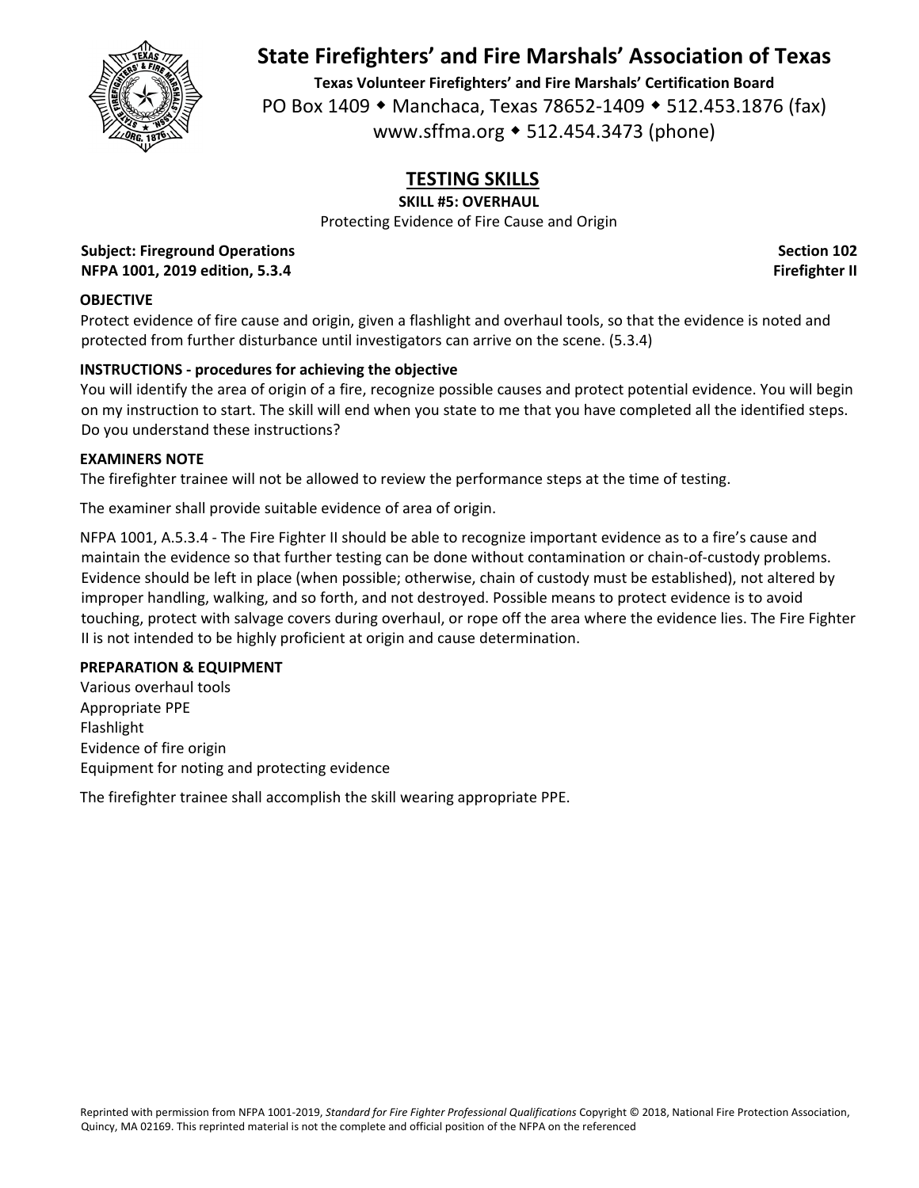# State Firefighters' and Fire Marshals' Association of Texas

**Texas Volunteer Firefighters' and Fire Marshals' Certification Board**

PO Box 1409 ◆ Manchaca, Texas 78652-1409 ◆ 512.453.1876 (fax)

www.sffma.org ◆ 512.454.3473 (phone)

## TESTING SKILLS

**SKILL #5: OVERHAUL**

Protecting Evidence of Fire Cause and Origin

**Subject: Fireground Operations** **Section 102**

**NFPA 1001, 2019 edition, 5.3.4** **Firefighter II**

### OBJECTIVE

Protect evidence of fire cause and origin, given a flashlight and overhaul tools, so that the evidence is noted and protected from further disturbance until investigators can arrive on the scene. (5.3.4)

### INSTRUCTIONS - procedures for achieving the objective

You will identify the area of origin of a fire, recognize possible causes and protect potential evidence. You will begin on my instruction to start. The skill will end when you state to me that you have completed all the identified steps. Do you understand these instructions?

### EXAMINERS NOTE

The firefighter trainee will not be allowed to review the performance steps at the time of testing.

The examiner shall provide suitable evidence of area of origin.

NFPA 1001, A.5.3.4 - The Fire Fighter II should be able to recognize important evidence as to a fire's cause and maintain the evidence so that further testing can be done without contamination or chain-of-custody problems. Evidence should be left in place (when possible; otherwise, chain of custody must be established), not altered by improper handling, walking, and so forth, and not destroyed. Possible means to protect evidence is to avoid touching, protect with salvage covers during overhaul, or rope off the area where the evidence lies. The Fire Fighter II is not intended to be highly proficient at origin and cause determination.

### PREPARATION & EQUIPMENT

Various overhaul tools
Appropriate PPE
Flashlight
Evidence of fire origin
Equipment for noting and protecting evidence

The firefighter trainee shall accomplish the skill wearing appropriate PPE.

Reprinted with permission from NFPA 1001-2019, *Standard for Fire Fighter Professional Qualifications* Copyright © 2018, National Fire Protection Association, Quincy, MA 02169. This reprinted material is not the complete and official position of the NFPA on the referenced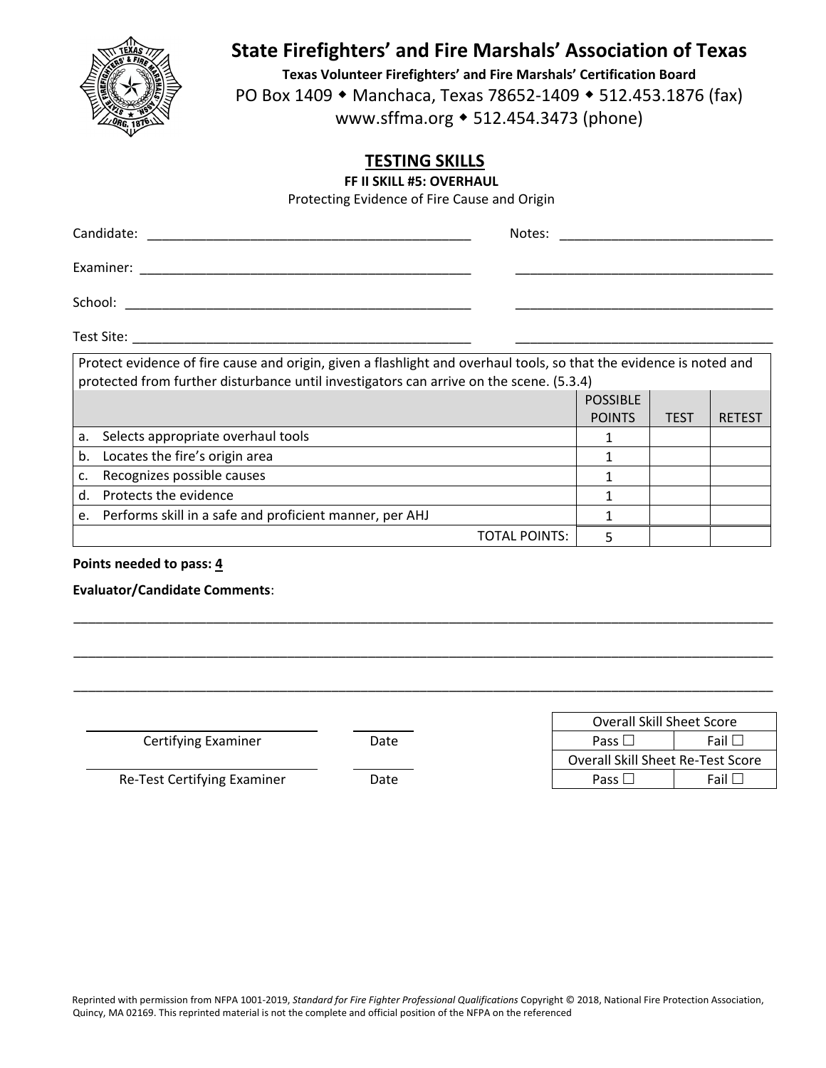# State Firefighters' and Fire Marshals' Association of Texas

**Texas Volunteer Firefighters' and Fire Marshals' Certification Board**

PO Box 1409 ◆ Manchaca, Texas 78652-1409 ◆ 512.453.1876 (fax)

www.sffma.org ◆ 512.454.3473 (phone)

## TESTING SKILLS

**FF II SKILL #5: OVERHAUL**

Protecting Evidence of Fire Cause and Origin

Candidate: ____________________________________________ Notes: ______________________________

Examiner: ____________________________________________ ______________________________

School: ____________________________________________ ______________________________

Test Site: ____________________________________________ ______________________________

| Protect evidence of fire cause and origin, given a flashlight and overhaul tools, so that the evidence is noted and protected from further disturbance until investigators can arrive on the scene. (5.3.4) | | | |
|---|---|---|---|
| | POSSIBLE POINTS | TEST | RETEST |
| a. Selects appropriate overhaul tools | 1 | | |
| b. Locates the fire's origin area | 1 | | |
| c. Recognizes possible causes | 1 | | |
| d. Protects the evidence | 1 | | |
| e. Performs skill in a safe and proficient manner, per AHJ | 1 | | |
| TOTAL POINTS: | 5 | | |

**Points needed to pass: 4**

**Evaluator/Candidate Comments**:

______________________________________________________________________________________

______________________________________________________________________________________

______________________________________________________________________________________

Certifying Examiner ____________ Date ____________

Re-Test Certifying Examiner ____________ Date ____________

| Overall Skill Sheet Score | |
|---|---|
| Pass ☐ | Fail ☐ |
| Overall Skill Sheet Re-Test Score | |
| Pass ☐ | Fail ☐ |

Reprinted with permission from NFPA 1001-2019, *Standard for Fire Fighter Professional Qualifications* Copyright © 2018, National Fire Protection Association, Quincy, MA 02169. This reprinted material is not the complete and official position of the NFPA on the referenced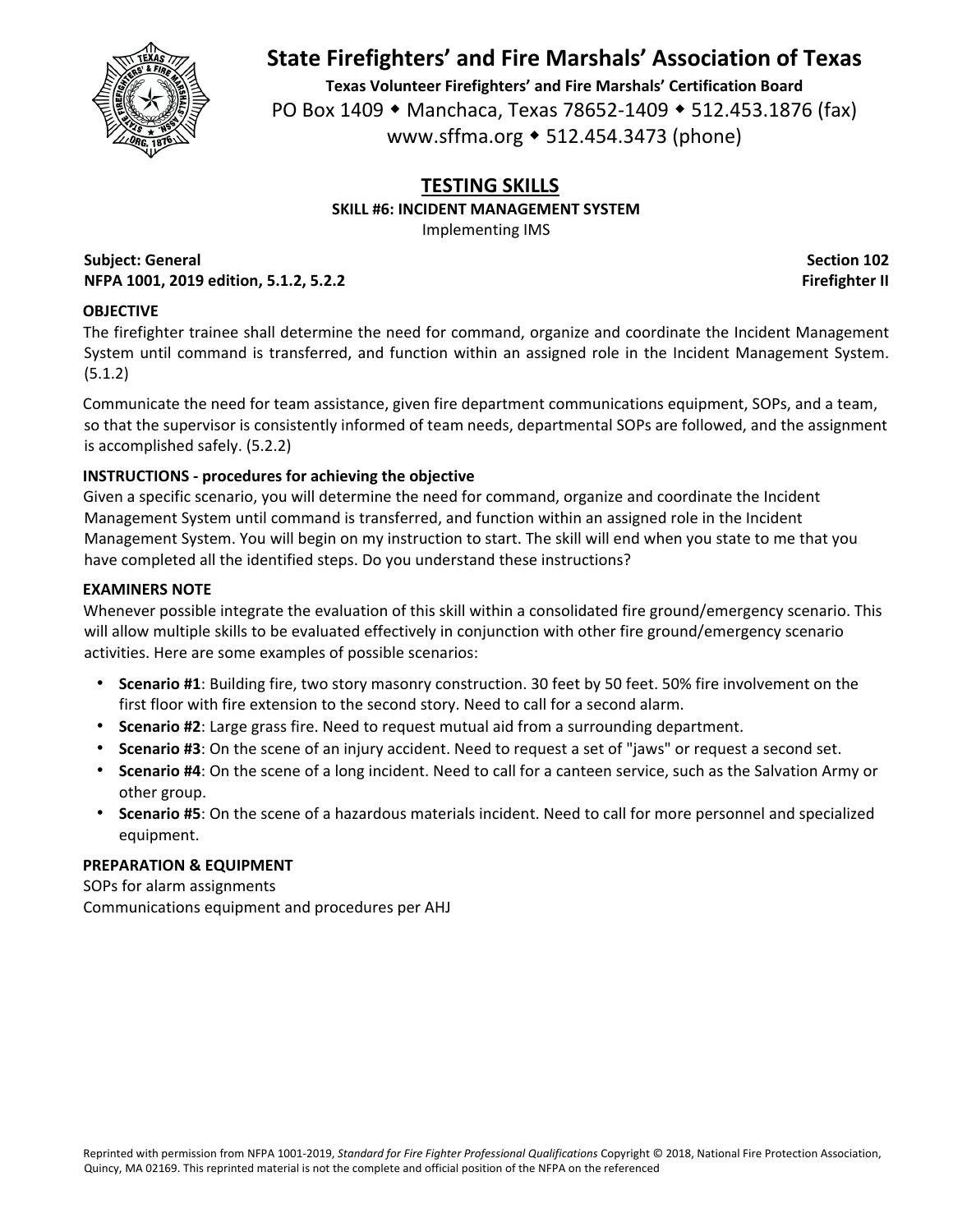# State Firefighters' and Fire Marshals' Association of Texas

**Texas Volunteer Firefighters' and Fire Marshals' Certification Board**

PO Box 1409 ◆ Manchaca, Texas 78652-1409 ◆ 512.453.1876 (fax)

www.sffma.org ◆ 512.454.3473 (phone)

## TESTING SKILLS

**SKILL #6: INCIDENT MANAGEMENT SYSTEM**

Implementing IMS

**Subject: General** | **Section 102**

**NFPA 1001, 2019 edition, 5.1.2, 5.2.2** | **Firefighter II**

### OBJECTIVE

The firefighter trainee shall determine the need for command, organize and coordinate the Incident Management System until command is transferred, and function within an assigned role in the Incident Management System. (5.1.2)

Communicate the need for team assistance, given fire department communications equipment, SOPs, and a team, so that the supervisor is consistently informed of team needs, departmental SOPs are followed, and the assignment is accomplished safely. (5.2.2)

### INSTRUCTIONS - procedures for achieving the objective

Given a specific scenario, you will determine the need for command, organize and coordinate the Incident Management System until command is transferred, and function within an assigned role in the Incident Management System. You will begin on my instruction to start. The skill will end when you state to me that you have completed all the identified steps. Do you understand these instructions?

### EXAMINERS NOTE

Whenever possible integrate the evaluation of this skill within a consolidated fire ground/emergency scenario. This will allow multiple skills to be evaluated effectively in conjunction with other fire ground/emergency scenario activities. Here are some examples of possible scenarios:

- **Scenario #1**: Building fire, two story masonry construction. 30 feet by 50 feet. 50% fire involvement on the first floor with fire extension to the second story. Need to call for a second alarm.
- **Scenario #2**: Large grass fire. Need to request mutual aid from a surrounding department.
- **Scenario #3**: On the scene of an injury accident. Need to request a set of "jaws" or request a second set.
- **Scenario #4**: On the scene of a long incident. Need to call for a canteen service, such as the Salvation Army or other group.
- **Scenario #5**: On the scene of a hazardous materials incident. Need to call for more personnel and specialized equipment.

### PREPARATION & EQUIPMENT

SOPs for alarm assignments

Communications equipment and procedures per AHJ

Reprinted with permission from NFPA 1001-2019, *Standard for Fire Fighter Professional Qualifications* Copyright © 2018, National Fire Protection Association, Quincy, MA 02169. This reprinted material is not the complete and official position of the NFPA on the referenced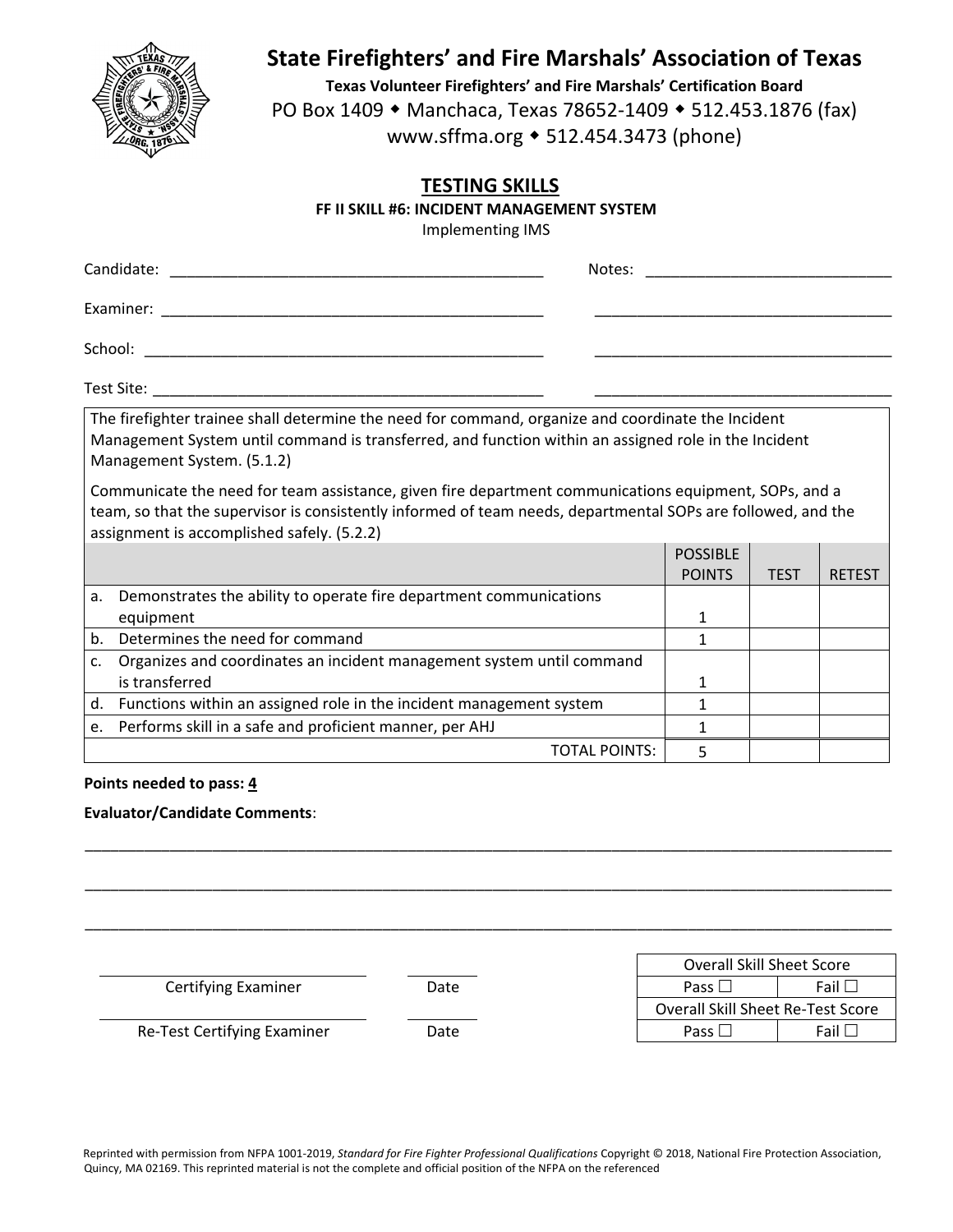# State Firefighters' and Fire Marshals' Association of Texas

**Texas Volunteer Firefighters' and Fire Marshals' Certification Board**

PO Box 1409 ◆ Manchaca, Texas 78652-1409 ◆ 512.453.1876 (fax)

www.sffma.org ◆ 512.454.3473 (phone)

## TESTING SKILLS

### FF II SKILL #6: INCIDENT MANAGEMENT SYSTEM

Implementing IMS

Candidate: ____________________ Notes: ____________________

Examiner: ____________________ ____________________

School: ____________________ ____________________

Test Site: ____________________ ____________________

The firefighter trainee shall determine the need for command, organize and coordinate the Incident Management System until command is transferred, and function within an assigned role in the Incident Management System. (5.1.2)

Communicate the need for team assistance, given fire department communications equipment, SOPs, and a team, so that the supervisor is consistently informed of team needs, departmental SOPs are followed, and the assignment is accomplished safely. (5.2.2)

| | POSSIBLE POINTS | TEST | RETEST |
|---|---|---|---|
| a. Demonstrates the ability to operate fire department communications equipment | 1 | | |
| b. Determines the need for command | 1 | | |
| c. Organizes and coordinates an incident management system until command is transferred | 1 | | |
| d. Functions within an assigned role in the incident management system | 1 | | |
| e. Performs skill in a safe and proficient manner, per AHJ | 1 | | |
| TOTAL POINTS: | 5 | | |

**Points needed to pass: 4**

**Evaluator/Candidate Comments**:

____________________________________________________________

____________________________________________________________

____________________________________________________________

Certifying Examiner ____________________ Date __________

Re-Test Certifying Examiner ____________________ Date __________

| Overall Skill Sheet Score | |
|---|---|
| Pass ☐ | Fail ☐ |
| Overall Skill Sheet Re-Test Score | |
| Pass ☐ | Fail ☐ |

Reprinted with permission from NFPA 1001-2019, *Standard for Fire Fighter Professional Qualifications* Copyright © 2018, National Fire Protection Association, Quincy, MA 02169. This reprinted material is not the complete and official position of the NFPA on the referenced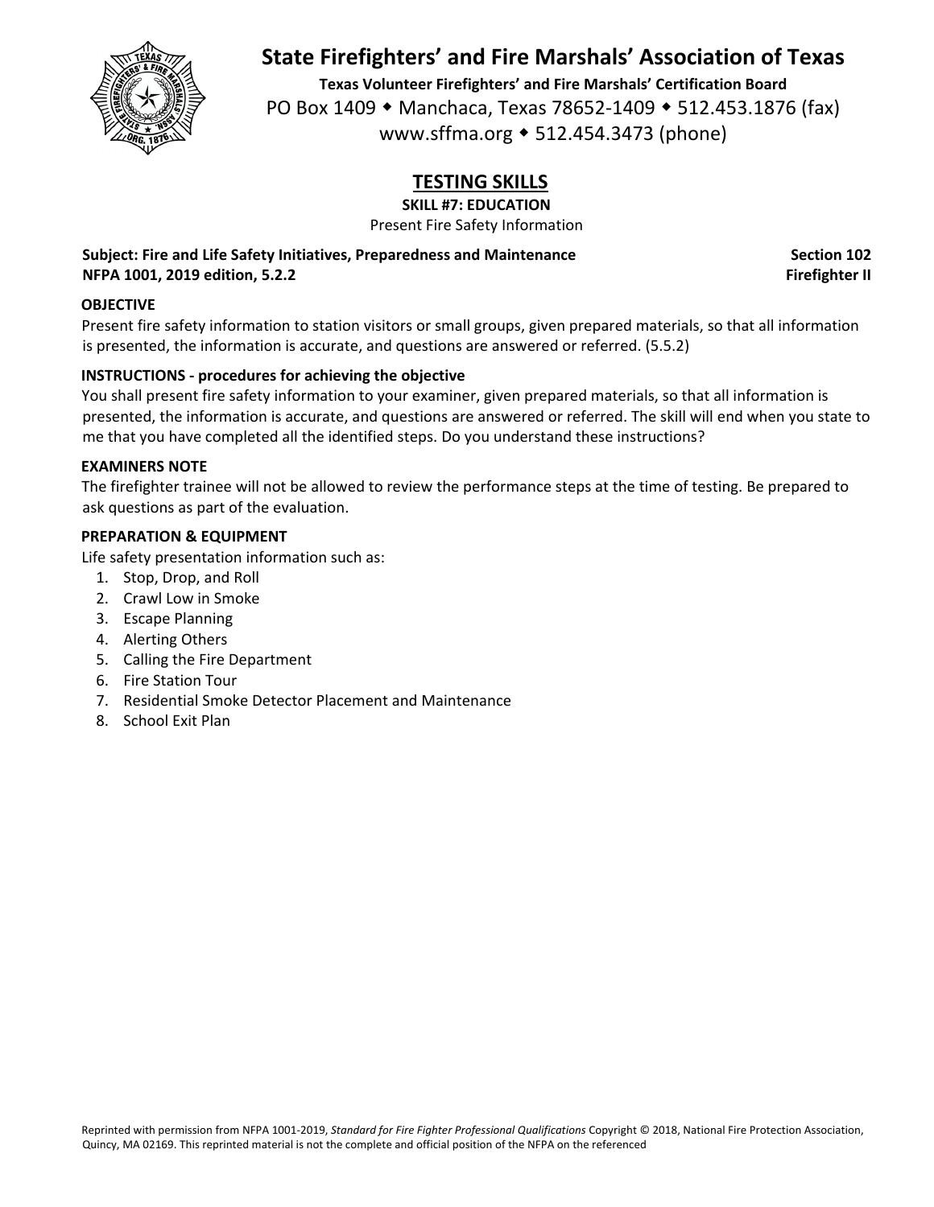# State Firefighters' and Fire Marshals' Association of Texas

**Texas Volunteer Firefighters' and Fire Marshals' Certification Board**

PO Box 1409 ◆ Manchaca, Texas 78652-1409 ◆ 512.453.1876 (fax)

www.sffma.org ◆ 512.454.3473 (phone)

## TESTING SKILLS

**SKILL #7: EDUCATION**

Present Fire Safety Information

**Subject: Fire and Life Safety Initiatives, Preparedness and Maintenance** — **Section 102**

**NFPA 1001, 2019 edition, 5.2.2** — **Firefighter II**

### OBJECTIVE

Present fire safety information to station visitors or small groups, given prepared materials, so that all information is presented, the information is accurate, and questions are answered or referred. (5.5.2)

### INSTRUCTIONS - procedures for achieving the objective

You shall present fire safety information to your examiner, given prepared materials, so that all information is presented, the information is accurate, and questions are answered or referred. The skill will end when you state to me that you have completed all the identified steps. Do you understand these instructions?

### EXAMINERS NOTE

The firefighter trainee will not be allowed to review the performance steps at the time of testing. Be prepared to ask questions as part of the evaluation.

### PREPARATION & EQUIPMENT

Life safety presentation information such as:

1. Stop, Drop, and Roll
2. Crawl Low in Smoke
3. Escape Planning
4. Alerting Others
5. Calling the Fire Department
6. Fire Station Tour
7. Residential Smoke Detector Placement and Maintenance
8. School Exit Plan

Reprinted with permission from NFPA 1001-2019, *Standard for Fire Fighter Professional Qualifications* Copyright © 2018, National Fire Protection Association, Quincy, MA 02169. This reprinted material is not the complete and official position of the NFPA on the referenced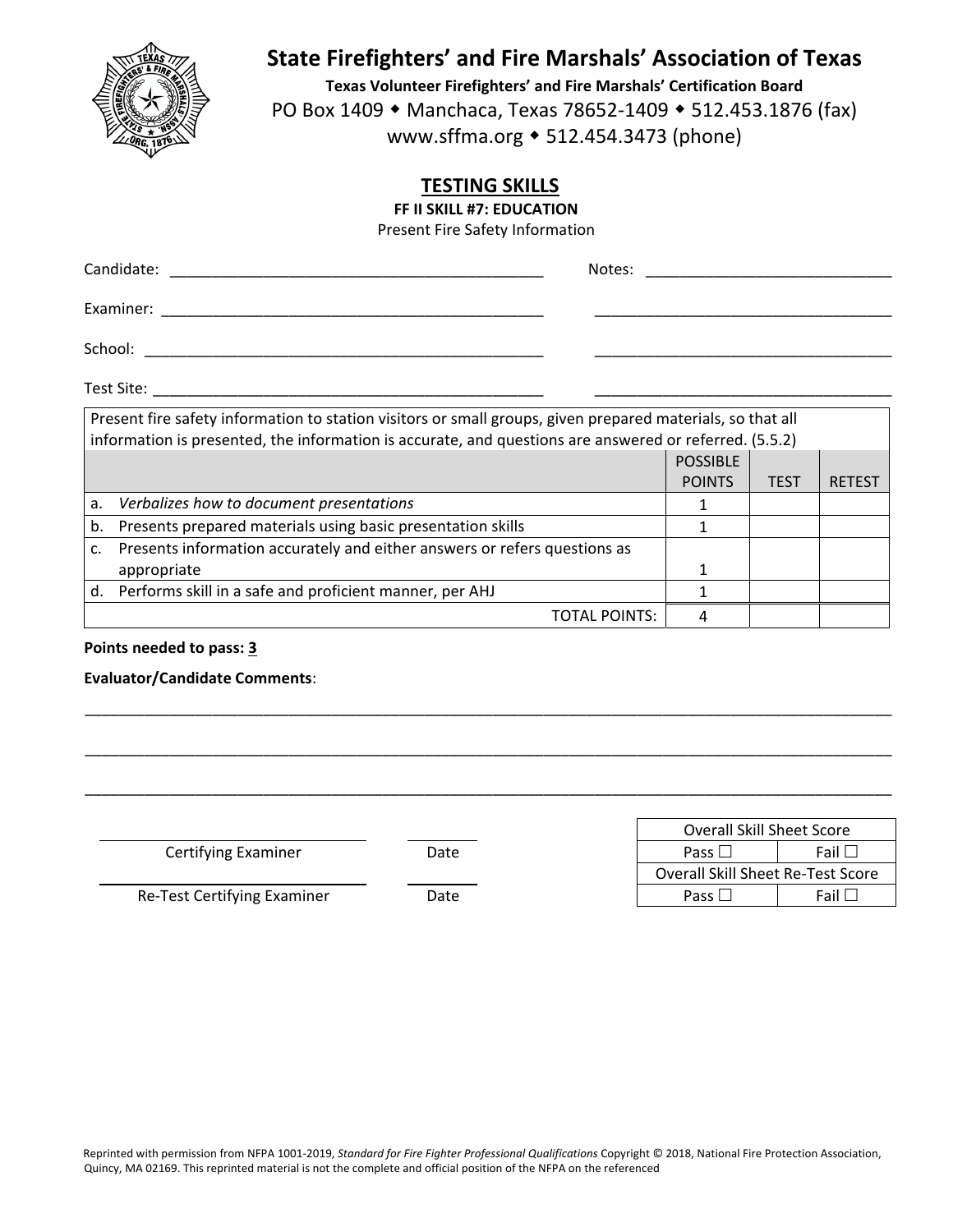# State Firefighters' and Fire Marshals' Association of Texas

**Texas Volunteer Firefighters' and Fire Marshals' Certification Board**

PO Box 1409 ◆ Manchaca, Texas 78652-1409 ◆ 512.453.1876 (fax)

www.sffma.org ◆ 512.454.3473 (phone)

## TESTING SKILLS

**FF II SKILL #7: EDUCATION**

Present Fire Safety Information

Candidate: ____________________________________________ Notes: ______________________________

Examiner: _____________________________________________ ___________________________________

School: _______________________________________________ ___________________________________

Test Site: _____________________________________________ ___________________________________

| Present fire safety information to station visitors or small groups, given prepared materials, so that all information is presented, the information is accurate, and questions are answered or referred. (5.5.2) | | | |
|---|---|---|---|
| | POSSIBLE POINTS | TEST | RETEST |
| a. *Verbalizes how to document presentations* | 1 | | |
| b. Presents prepared materials using basic presentation skills | 1 | | |
| c. Presents information accurately and either answers or refers questions as appropriate | 1 | | |
| d. Performs skill in a safe and proficient manner, per AHJ | 1 | | |
| TOTAL POINTS: | 4 | | |

**Points needed to pass: 3**

**Evaluator/Candidate Comments**:

_____________________________________________________________________________________________

_____________________________________________________________________________________________

_____________________________________________________________________________________________

______________________________ ________
Certifying Examiner Date

______________________________ ________
Re-Test Certifying Examiner Date

| Overall Skill Sheet Score | |
|---|---|
| Pass ☐ | Fail ☐ |
| Overall Skill Sheet Re-Test Score | |
| Pass ☐ | Fail ☐ |

Reprinted with permission from NFPA 1001-2019, *Standard for Fire Fighter Professional Qualifications* Copyright © 2018, National Fire Protection Association, Quincy, MA 02169. This reprinted material is not the complete and official position of the NFPA on the referenced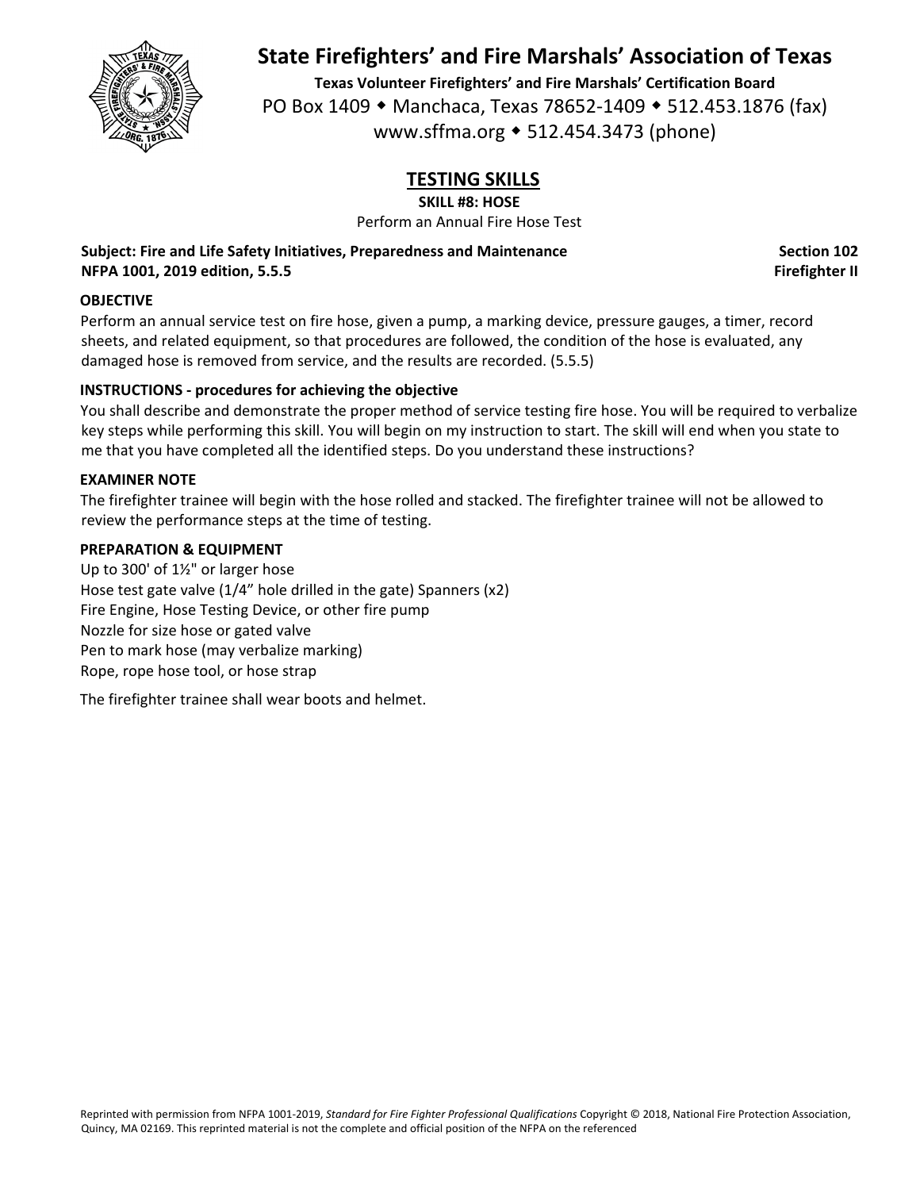# State Firefighters' and Fire Marshals' Association of Texas

**Texas Volunteer Firefighters' and Fire Marshals' Certification Board**

PO Box 1409 ◆ Manchaca, Texas 78652-1409 ◆ 512.453.1876 (fax)

www.sffma.org ◆ 512.454.3473 (phone)

## TESTING SKILLS

**SKILL #8: HOSE**

Perform an Annual Fire Hose Test

**Subject: Fire and Life Safety Initiatives, Preparedness and Maintenance** **Section 102**
**NFPA 1001, 2019 edition, 5.5.5** **Firefighter II**

### OBJECTIVE

Perform an annual service test on fire hose, given a pump, a marking device, pressure gauges, a timer, record sheets, and related equipment, so that procedures are followed, the condition of the hose is evaluated, any damaged hose is removed from service, and the results are recorded. (5.5.5)

### INSTRUCTIONS - procedures for achieving the objective

You shall describe and demonstrate the proper method of service testing fire hose. You will be required to verbalize key steps while performing this skill. You will begin on my instruction to start. The skill will end when you state to me that you have completed all the identified steps. Do you understand these instructions?

### EXAMINER NOTE

The firefighter trainee will begin with the hose rolled and stacked. The firefighter trainee will not be allowed to review the performance steps at the time of testing.

### PREPARATION & EQUIPMENT

Up to 300' of 1½" or larger hose
Hose test gate valve (1/4" hole drilled in the gate) Spanners (x2)
Fire Engine, Hose Testing Device, or other fire pump
Nozzle for size hose or gated valve
Pen to mark hose (may verbalize marking)
Rope, rope hose tool, or hose strap

The firefighter trainee shall wear boots and helmet.

Reprinted with permission from NFPA 1001-2019, *Standard for Fire Fighter Professional Qualifications* Copyright © 2018, National Fire Protection Association, Quincy, MA 02169. This reprinted material is not the complete and official position of the NFPA on the referenced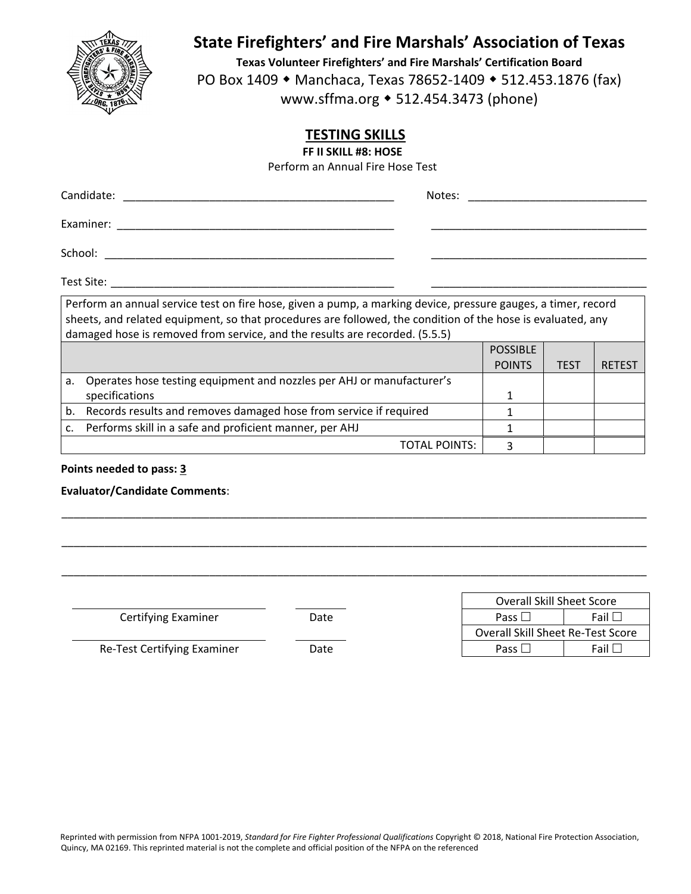# State Firefighters' and Fire Marshals' Association of Texas

**Texas Volunteer Firefighters' and Fire Marshals' Certification Board**

PO Box 1409 ◆ Manchaca, Texas 78652-1409 ◆ 512.453.1876 (fax)

www.sffma.org ◆ 512.454.3473 (phone)

## TESTING SKILLS

**FF II SKILL #8: HOSE**

Perform an Annual Fire Hose Test

Candidate: ____________________________________________ Notes: ____________________________

Examiner: ____________________________________________ ____________________________________

School: ______________________________________________ ____________________________________

Test Site: ____________________________________________ ____________________________________

| Perform an annual service test on fire hose, given a pump, a marking device, pressure gauges, a timer, record sheets, and related equipment, so that procedures are followed, the condition of the hose is evaluated, any damaged hose is removed from service, and the results are recorded. (5.5.5) | | | |
|---|---|---|---|
| | POSSIBLE POINTS | TEST | RETEST |
| a. Operates hose testing equipment and nozzles per AHJ or manufacturer's specifications | 1 | | |
| b. Records results and removes damaged hose from service if required | 1 | | |
| c. Performs skill in a safe and proficient manner, per AHJ | 1 | | |
| TOTAL POINTS: | 3 | | |

**Points needed to pass: 3**

**Evaluator/Candidate Comments**:

_____________________________________________________________________________________

_____________________________________________________________________________________

_____________________________________________________________________________________

______________________________ Certifying Examiner ________ Date

______________________________ Re-Test Certifying Examiner ________ Date

| Overall Skill Sheet Score | |
|---|---|
| Pass ☐ | Fail ☐ |
| Overall Skill Sheet Re-Test Score | |
| Pass ☐ | Fail ☐ |

Reprinted with permission from NFPA 1001-2019, *Standard for Fire Fighter Professional Qualifications* Copyright © 2018, National Fire Protection Association, Quincy, MA 02169. This reprinted material is not the complete and official position of the NFPA on the referenced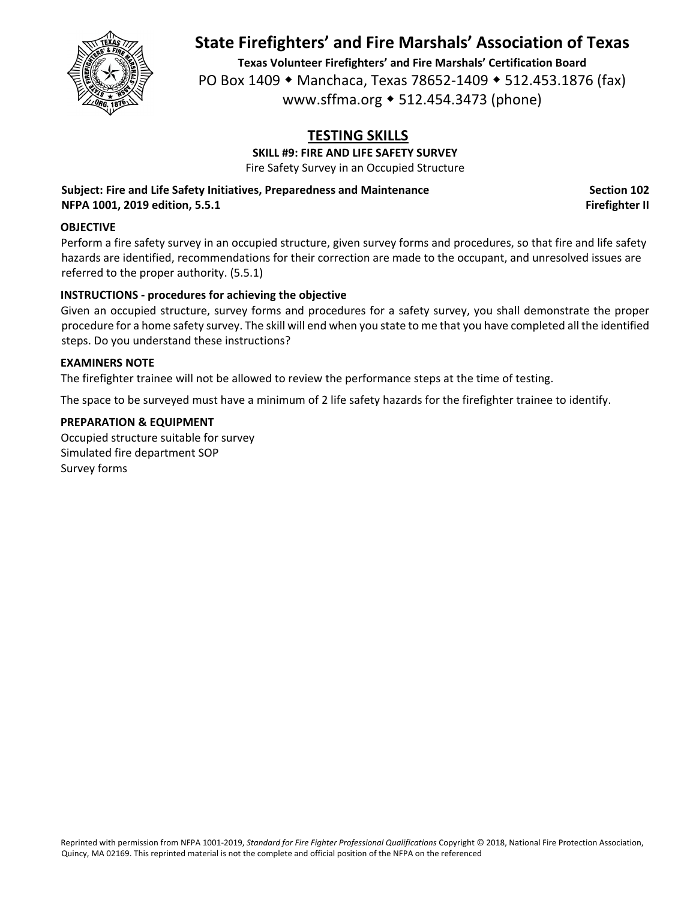# State Firefighters' and Fire Marshals' Association of Texas

**Texas Volunteer Firefighters' and Fire Marshals' Certification Board**

PO Box 1409 ◆ Manchaca, Texas 78652-1409 ◆ 512.453.1876 (fax)

www.sffma.org ◆ 512.454.3473 (phone)

## TESTING SKILLS

**SKILL #9: FIRE AND LIFE SAFETY SURVEY**

Fire Safety Survey in an Occupied Structure

**Subject: Fire and Life Safety Initiatives, Preparedness and Maintenance** — **Section 102**

**NFPA 1001, 2019 edition, 5.5.1** — **Firefighter II**

### OBJECTIVE

Perform a fire safety survey in an occupied structure, given survey forms and procedures, so that fire and life safety hazards are identified, recommendations for their correction are made to the occupant, and unresolved issues are referred to the proper authority. (5.5.1)

### INSTRUCTIONS - procedures for achieving the objective

Given an occupied structure, survey forms and procedures for a safety survey, you shall demonstrate the proper procedure for a home safety survey. The skill will end when you state to me that you have completed all the identified steps. Do you understand these instructions?

### EXAMINERS NOTE

The firefighter trainee will not be allowed to review the performance steps at the time of testing.

The space to be surveyed must have a minimum of 2 life safety hazards for the firefighter trainee to identify.

### PREPARATION & EQUIPMENT

Occupied structure suitable for survey

Simulated fire department SOP

Survey forms

Reprinted with permission from NFPA 1001-2019, *Standard for Fire Fighter Professional Qualifications* Copyright © 2018, National Fire Protection Association, Quincy, MA 02169. This reprinted material is not the complete and official position of the NFPA on the referenced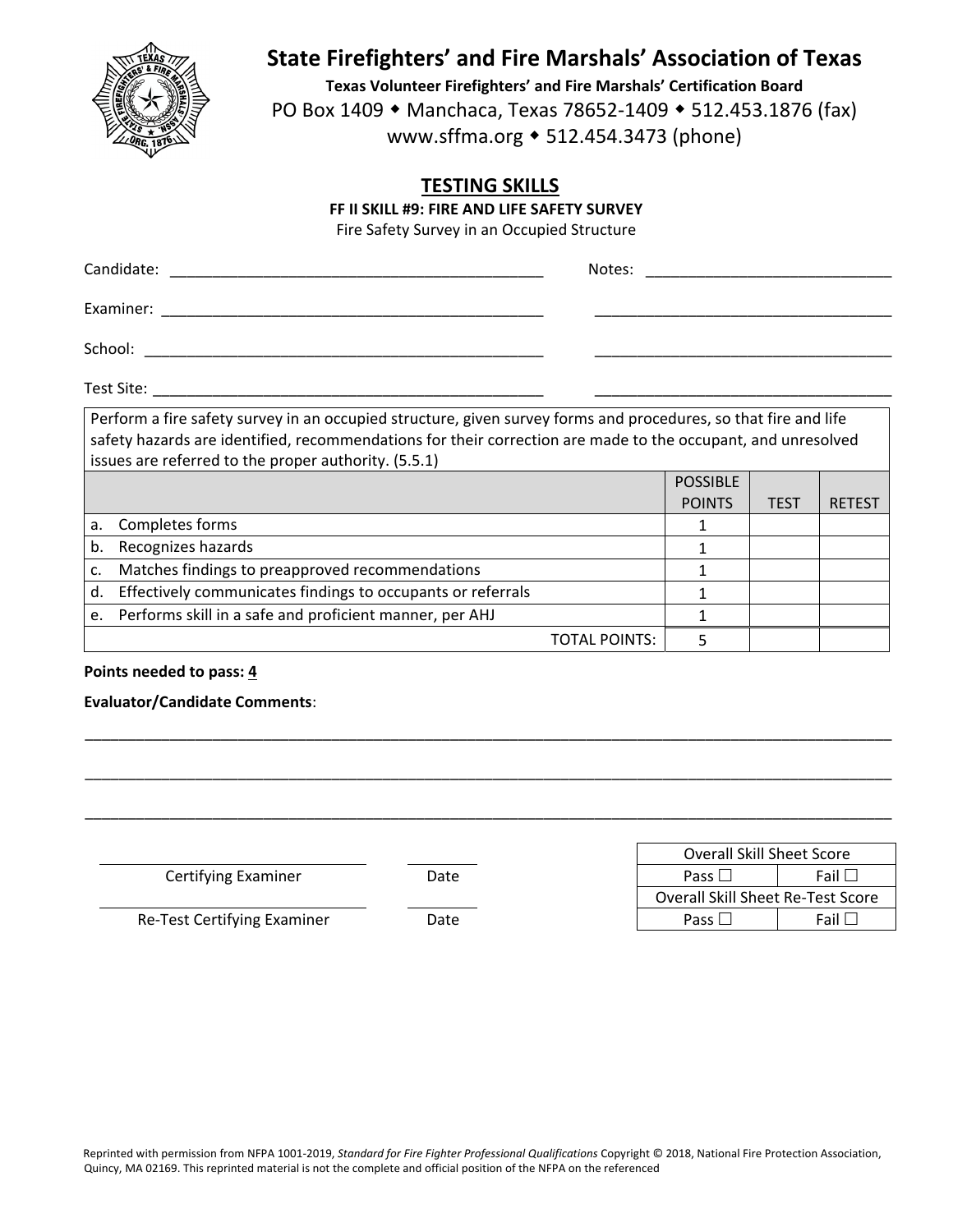# State Firefighters' and Fire Marshals' Association of Texas

**Texas Volunteer Firefighters' and Fire Marshals' Certification Board**

PO Box 1409 ◆ Manchaca, Texas 78652-1409 ◆ 512.453.1876 (fax)

www.sffma.org ◆ 512.454.3473 (phone)

## TESTING SKILLS

**FF II SKILL #9: FIRE AND LIFE SAFETY SURVEY**

Fire Safety Survey in an Occupied Structure

Candidate: ____________________________________________ Notes: ______________________________

Examiner: ____________________________________________ ___________________________________

School: ______________________________________________ ___________________________________

Test Site: _____________________________________________ ___________________________________

| Perform a fire safety survey in an occupied structure, given survey forms and procedures, so that fire and life safety hazards are identified, recommendations for their correction are made to the occupant, and unresolved issues are referred to the proper authority. (5.5.1) | | | |
|---|---|---|---|
| | POSSIBLE POINTS | TEST | RETEST |
| a. Completes forms | 1 | | |
| b. Recognizes hazards | 1 | | |
| c. Matches findings to preapproved recommendations | 1 | | |
| d. Effectively communicates findings to occupants or referrals | 1 | | |
| e. Performs skill in a safe and proficient manner, per AHJ | 1 | | |
| TOTAL POINTS: | 5 | | |

**Points needed to pass:** 4

**Evaluator/Candidate Comments**:

_____________________________________________________________________________________________

_____________________________________________________________________________________________

_____________________________________________________________________________________________

| | |
|---|---|
| ______________________________ Certifying Examiner | ________ Date |
| ______________________________ Re-Test Certifying Examiner | ________ Date |

| Overall Skill Sheet Score | |
|---|---|
| Pass ☐ | Fail ☐ |
| Overall Skill Sheet Re-Test Score | |
| Pass ☐ | Fail ☐ |

Reprinted with permission from NFPA 1001-2019, *Standard for Fire Fighter Professional Qualifications* Copyright © 2018, National Fire Protection Association, Quincy, MA 02169. This reprinted material is not the complete and official position of the NFPA on the referenced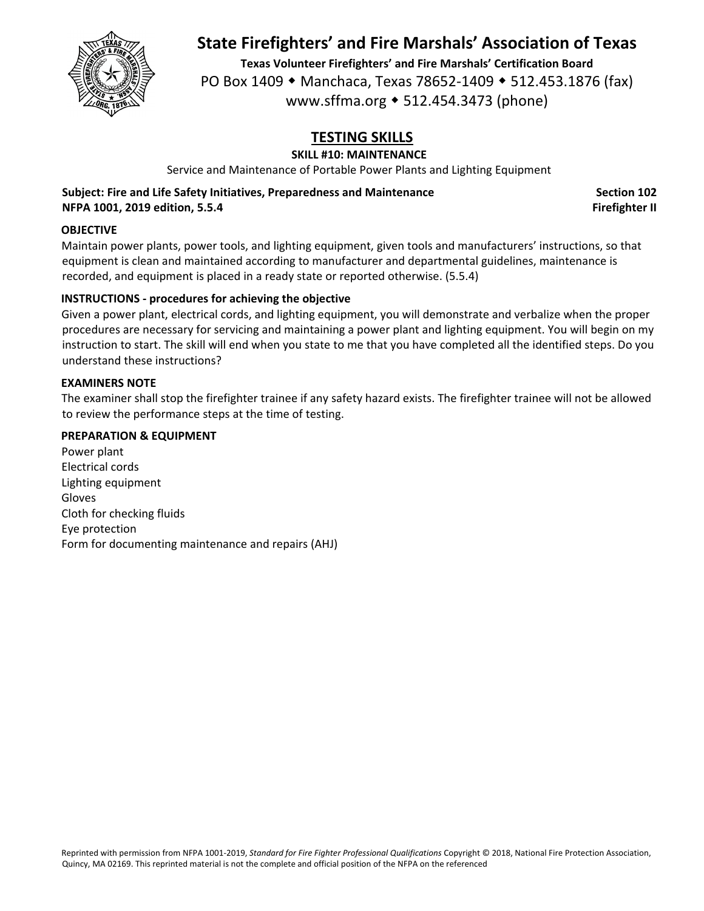# State Firefighters' and Fire Marshals' Association of Texas

**Texas Volunteer Firefighters' and Fire Marshals' Certification Board**

PO Box 1409 ◆ Manchaca, Texas 78652-1409 ◆ 512.453.1876 (fax)

www.sffma.org ◆ 512.454.3473 (phone)

## TESTING SKILLS

### SKILL #10: MAINTENANCE

Service and Maintenance of Portable Power Plants and Lighting Equipment

**Subject: Fire and Life Safety Initiatives, Preparedness and Maintenance** — **Section 102**

**NFPA 1001, 2019 edition, 5.5.4** — **Firefighter II**

**OBJECTIVE**

Maintain power plants, power tools, and lighting equipment, given tools and manufacturers' instructions, so that equipment is clean and maintained according to manufacturer and departmental guidelines, maintenance is recorded, and equipment is placed in a ready state or reported otherwise. (5.5.4)

**INSTRUCTIONS - procedures for achieving the objective**

Given a power plant, electrical cords, and lighting equipment, you will demonstrate and verbalize when the proper procedures are necessary for servicing and maintaining a power plant and lighting equipment. You will begin on my instruction to start. The skill will end when you state to me that you have completed all the identified steps. Do you understand these instructions?

**EXAMINERS NOTE**

The examiner shall stop the firefighter trainee if any safety hazard exists. The firefighter trainee will not be allowed to review the performance steps at the time of testing.

**PREPARATION & EQUIPMENT**

Power plant
Electrical cords
Lighting equipment
Gloves
Cloth for checking fluids
Eye protection
Form for documenting maintenance and repairs (AHJ)

Reprinted with permission from NFPA 1001-2019, *Standard for Fire Fighter Professional Qualifications* Copyright © 2018, National Fire Protection Association, Quincy, MA 02169. This reprinted material is not the complete and official position of the NFPA on the referenced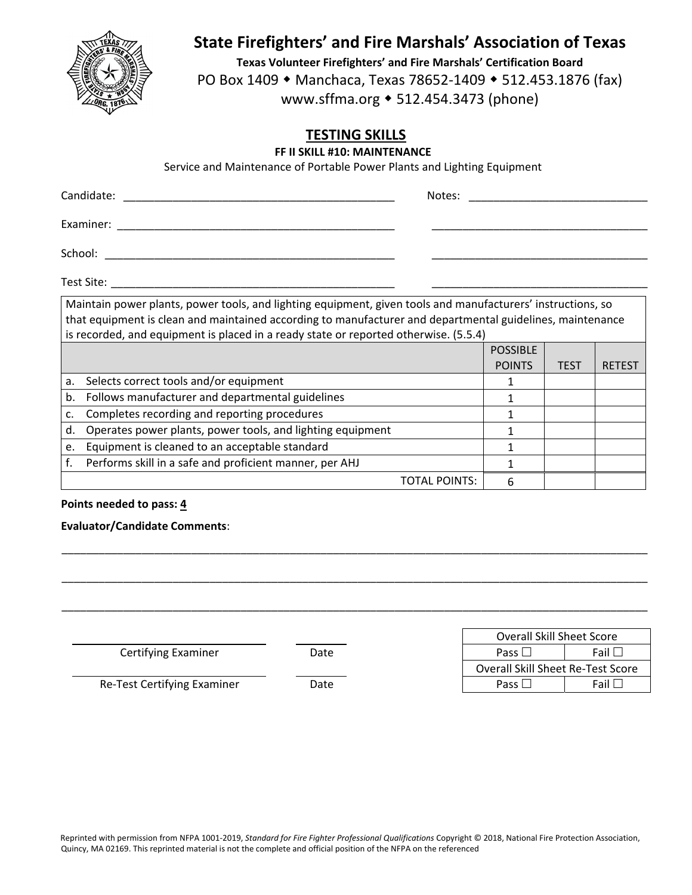# State Firefighters' and Fire Marshals' Association of Texas

**Texas Volunteer Firefighters' and Fire Marshals' Certification Board**

PO Box 1409 ◆ Manchaca, Texas 78652-1409 ◆ 512.453.1876 (fax)

www.sffma.org ◆ 512.454.3473 (phone)

## TESTING SKILLS

**FF II SKILL #10: MAINTENANCE**

Service and Maintenance of Portable Power Plants and Lighting Equipment

Candidate: ____________________________________________ Notes: _____________________________

Examiner: ____________________________________________ ___________________________________

School: ______________________________________________ ___________________________________

Test Site: ____________________________________________ ___________________________________

| Maintain power plants, power tools, and lighting equipment, given tools and manufacturers' instructions, so that equipment is clean and maintained according to manufacturer and departmental guidelines, maintenance is recorded, and equipment is placed in a ready state or reported otherwise. (5.5.4) | | | |
|---|---|---|---|
| | POSSIBLE POINTS | TEST | RETEST |
| a. Selects correct tools and/or equipment | 1 | | |
| b. Follows manufacturer and departmental guidelines | 1 | | |
| c. Completes recording and reporting procedures | 1 | | |
| d. Operates power plants, power tools, and lighting equipment | 1 | | |
| e. Equipment is cleaned to an acceptable standard | 1 | | |
| f. Performs skill in a safe and proficient manner, per AHJ | 1 | | |
| TOTAL POINTS: | 6 | | |

**Points needed to pass: 4**

**Evaluator/Candidate Comments**:

_____________________________________________________________________________________________

_____________________________________________________________________________________________

_____________________________________________________________________________________________

Certifying Examiner ____________________ Date __________

Re-Test Certifying Examiner ____________________ Date __________

| Overall Skill Sheet Score | |
|---|---|
| Pass ☐ | Fail ☐ |
| Overall Skill Sheet Re-Test Score | |
| Pass ☐ | Fail ☐ |

Reprinted with permission from NFPA 1001-2019, *Standard for Fire Fighter Professional Qualifications* Copyright © 2018, National Fire Protection Association, Quincy, MA 02169. This reprinted material is not the complete and official position of the NFPA on the referenced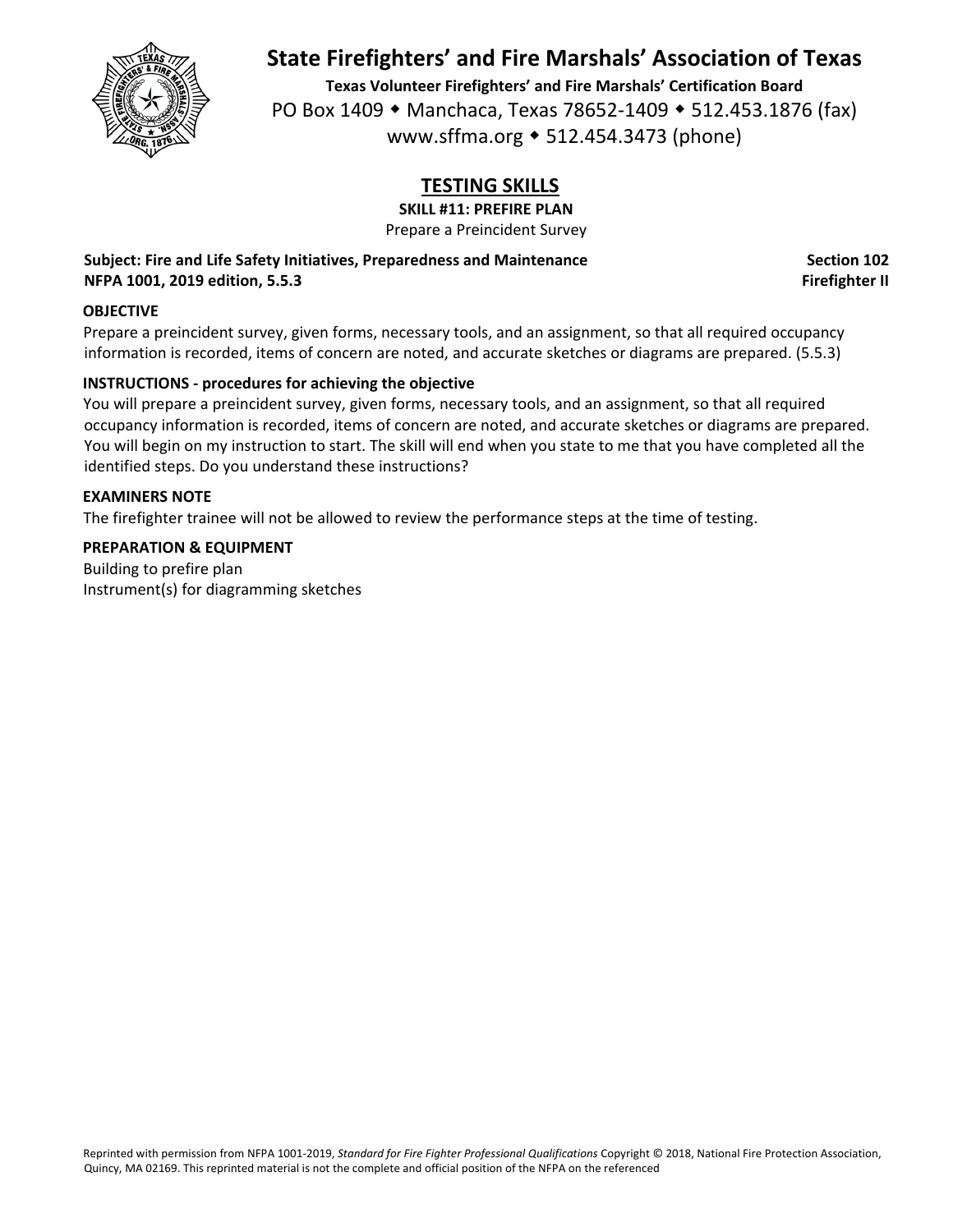# State Firefighters' and Fire Marshals' Association of Texas

**Texas Volunteer Firefighters' and Fire Marshals' Certification Board**

PO Box 1409 ◆ Manchaca, Texas 78652-1409 ◆ 512.453.1876 (fax)

www.sffma.org ◆ 512.454.3473 (phone)

## TESTING SKILLS

**SKILL #11: PREFIRE PLAN**

Prepare a Preincident Survey

**Subject: Fire and Life Safety Initiatives, Preparedness and Maintenance** **Section 102**

**NFPA 1001, 2019 edition, 5.5.3** **Firefighter II**

### OBJECTIVE

Prepare a preincident survey, given forms, necessary tools, and an assignment, so that all required occupancy information is recorded, items of concern are noted, and accurate sketches or diagrams are prepared. (5.5.3)

### INSTRUCTIONS - procedures for achieving the objective

You will prepare a preincident survey, given forms, necessary tools, and an assignment, so that all required occupancy information is recorded, items of concern are noted, and accurate sketches or diagrams are prepared. You will begin on my instruction to start. The skill will end when you state to me that you have completed all the identified steps. Do you understand these instructions?

### EXAMINERS NOTE

The firefighter trainee will not be allowed to review the performance steps at the time of testing.

### PREPARATION & EQUIPMENT

Building to prefire plan

Instrument(s) for diagramming sketches

Reprinted with permission from NFPA 1001-2019, *Standard for Fire Fighter Professional Qualifications* Copyright © 2018, National Fire Protection Association, Quincy, MA 02169. This reprinted material is not the complete and official position of the NFPA on the referenced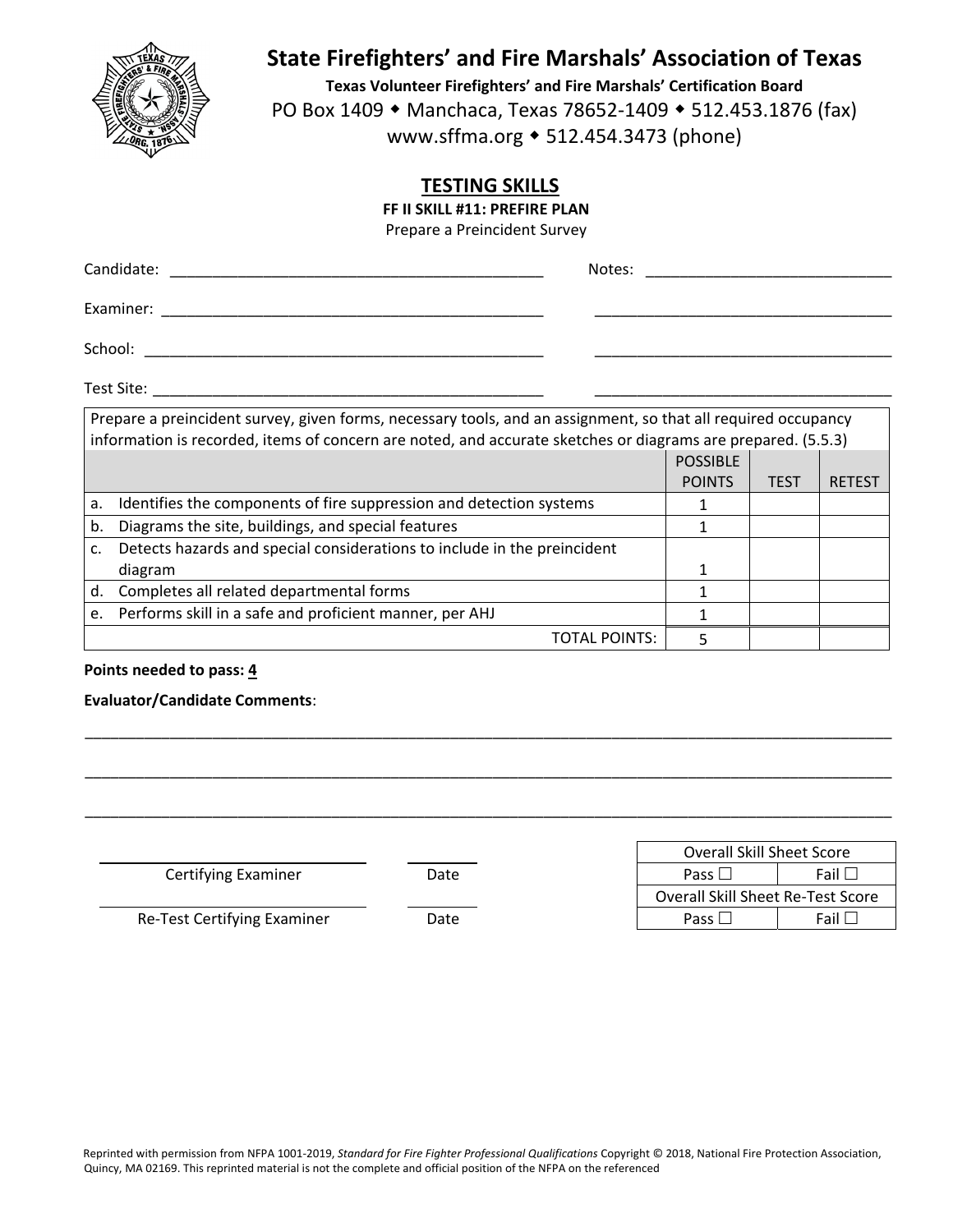# State Firefighters' and Fire Marshals' Association of Texas

**Texas Volunteer Firefighters' and Fire Marshals' Certification Board**

PO Box 1409 ◆ Manchaca, Texas 78652-1409 ◆ 512.453.1876 (fax)

www.sffma.org ◆ 512.454.3473 (phone)

## TESTING SKILLS

**FF II SKILL #11: PREFIRE PLAN**

Prepare a Preincident Survey

Candidate: ____________________________________________ Notes: ______________________________

Examiner: ____________________________________________ ______________________________

School: ____________________________________________ ______________________________

Test Site: ____________________________________________ ______________________________

| Prepare a preincident survey, given forms, necessary tools, and an assignment, so that all required occupancy information is recorded, items of concern are noted, and accurate sketches or diagrams are prepared. (5.5.3) | | | |
|---|---|---|---|
| | POSSIBLE POINTS | TEST | RETEST |
| a. Identifies the components of fire suppression and detection systems | 1 | | |
| b. Diagrams the site, buildings, and special features | 1 | | |
| c. Detects hazards and special considerations to include in the preincident diagram | 1 | | |
| d. Completes all related departmental forms | 1 | | |
| e. Performs skill in a safe and proficient manner, per AHJ | 1 | | |
| TOTAL POINTS: | 5 | | |

**Points needed to pass: 4**

**Evaluator/Candidate Comments**:

______________________________________________________________________________________

______________________________________________________________________________________

______________________________________________________________________________________

Certifying Examiner ____________ Date ____________

Re-Test Certifying Examiner ____________ Date ____________

| Overall Skill Sheet Score | |
|---|---|
| Pass ☐ | Fail ☐ |
| Overall Skill Sheet Re-Test Score | |
| Pass ☐ | Fail ☐ |

Reprinted with permission from NFPA 1001-2019, *Standard for Fire Fighter Professional Qualifications* Copyright © 2018, National Fire Protection Association, Quincy, MA 02169. This reprinted material is not the complete and official position of the NFPA on the referenced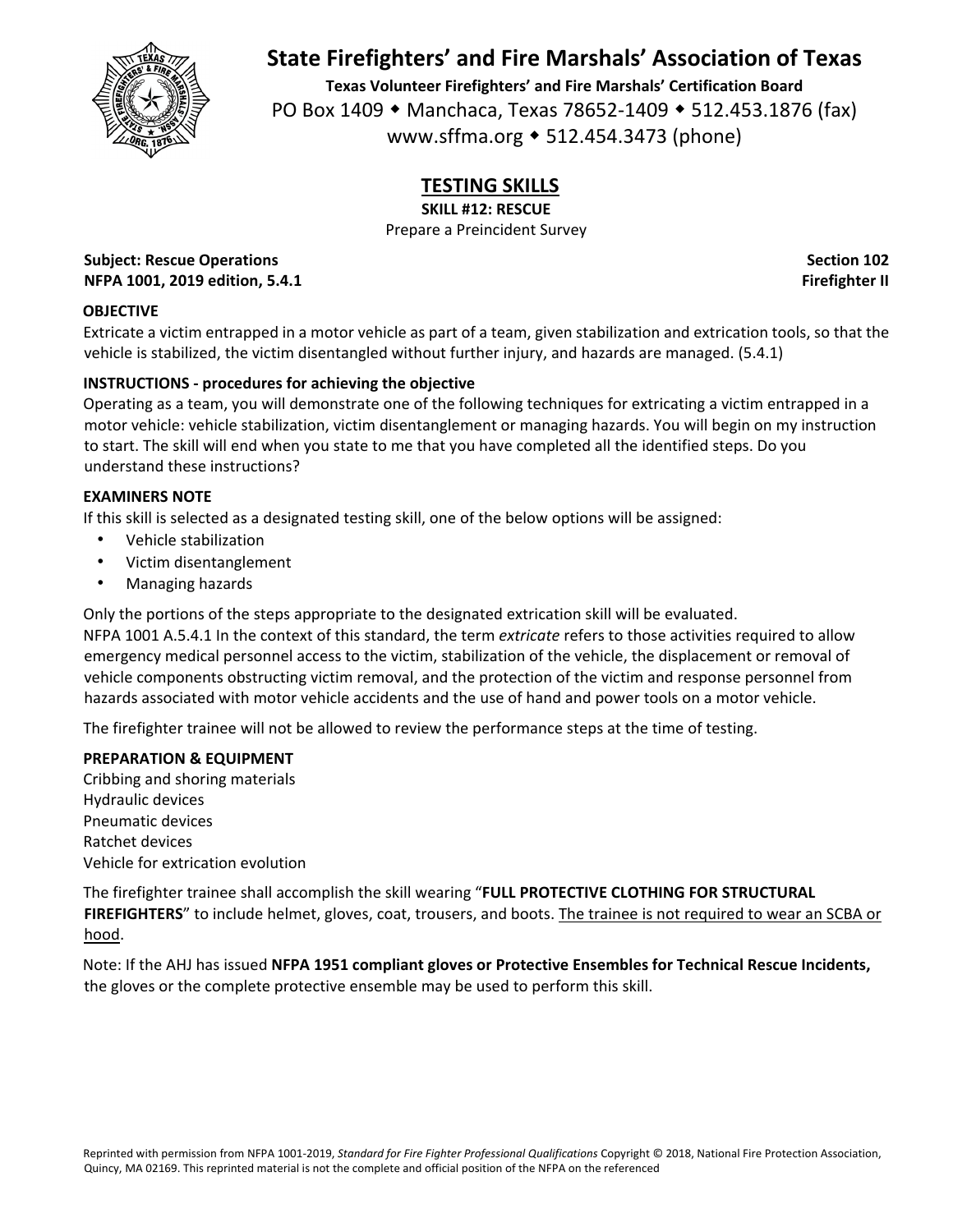# State Firefighters' and Fire Marshals' Association of Texas

**Texas Volunteer Firefighters' and Fire Marshals' Certification Board**
PO Box 1409 ◆ Manchaca, Texas 78652-1409 ◆ 512.453.1876 (fax)
www.sffma.org ◆ 512.454.3473 (phone)

## TESTING SKILLS

**SKILL #12: RESCUE**
Prepare a Preincident Survey

**Subject: Rescue Operations** **Section 102**
**NFPA 1001, 2019 edition, 5.4.1** **Firefighter II**

**OBJECTIVE**
Extricate a victim entrapped in a motor vehicle as part of a team, given stabilization and extrication tools, so that the vehicle is stabilized, the victim disentangled without further injury, and hazards are managed. (5.4.1)

**INSTRUCTIONS - procedures for achieving the objective**
Operating as a team, you will demonstrate one of the following techniques for extricating a victim entrapped in a motor vehicle: vehicle stabilization, victim disentanglement or managing hazards. You will begin on my instruction to start. The skill will end when you state to me that you have completed all the identified steps. Do you understand these instructions?

**EXAMINERS NOTE**
If this skill is selected as a designated testing skill, one of the below options will be assigned:

- Vehicle stabilization
- Victim disentanglement
- Managing hazards

Only the portions of the steps appropriate to the designated extrication skill will be evaluated.
NFPA 1001 A.5.4.1 In the context of this standard, the term *extricate* refers to those activities required to allow emergency medical personnel access to the victim, stabilization of the vehicle, the displacement or removal of vehicle components obstructing victim removal, and the protection of the victim and response personnel from hazards associated with motor vehicle accidents and the use of hand and power tools on a motor vehicle.

The firefighter trainee will not be allowed to review the performance steps at the time of testing.

**PREPARATION & EQUIPMENT**
Cribbing and shoring materials
Hydraulic devices
Pneumatic devices
Ratchet devices
Vehicle for extrication evolution

The firefighter trainee shall accomplish the skill wearing "**FULL PROTECTIVE CLOTHING FOR STRUCTURAL FIREFIGHTERS**" to include helmet, gloves, coat, trousers, and boots. The trainee is not required to wear an SCBA or hood.

Note: If the AHJ has issued **NFPA 1951 compliant gloves or Protective Ensembles for Technical Rescue Incidents,** the gloves or the complete protective ensemble may be used to perform this skill.

Reprinted with permission from NFPA 1001-2019, *Standard for Fire Fighter Professional Qualifications* Copyright © 2018, National Fire Protection Association, Quincy, MA 02169. This reprinted material is not the complete and official position of the NFPA on the referenced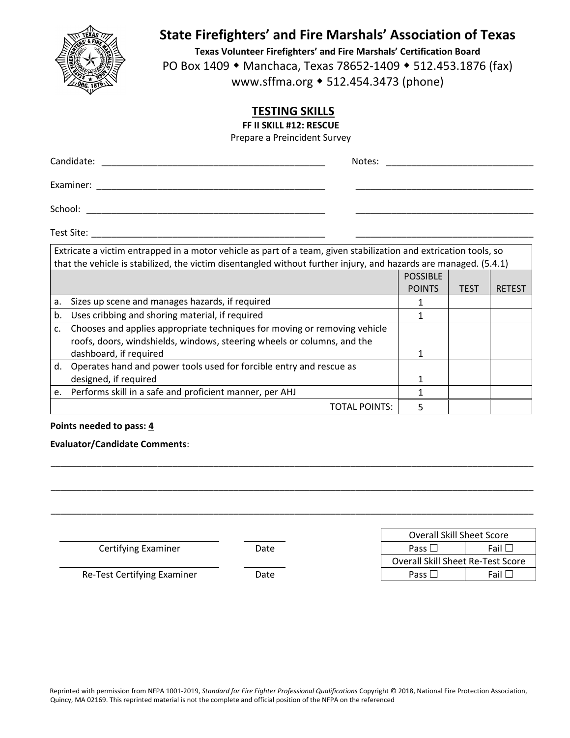# State Firefighters' and Fire Marshals' Association of Texas

**Texas Volunteer Firefighters' and Fire Marshals' Certification Board**

PO Box 1409 ◆ Manchaca, Texas 78652-1409 ◆ 512.453.1876 (fax)

www.sffma.org ◆ 512.454.3473 (phone)

## TESTING SKILLS

**FF II SKILL #12: RESCUE**

Prepare a Preincident Survey

Candidate: ____________________________________________ Notes: ____________________________

Examiner: ____________________________________________ ____________________________________

School: ______________________________________________ ____________________________________

Test Site: _____________________________________________ ____________________________________

| Extricate a victim entrapped in a motor vehicle as part of a team, given stabilization and extrication tools, so that the vehicle is stabilized, the victim disentangled without further injury, and hazards are managed. (5.4.1) | POSSIBLE POINTS | TEST | RETEST |
|---|---|---|---|
| a. Sizes up scene and manages hazards, if required | 1 | | |
| b. Uses cribbing and shoring material, if required | 1 | | |
| c. Chooses and applies appropriate techniques for moving or removing vehicle roofs, doors, windshields, windows, steering wheels or columns, and the dashboard, if required | 1 | | |
| d. Operates hand and power tools used for forcible entry and rescue as designed, if required | 1 | | |
| e. Performs skill in a safe and proficient manner, per AHJ | 1 | | |
| TOTAL POINTS: | 5 | | |

**Points needed to pass: 4**

**Evaluator/Candidate Comments**:

______________________________________________________________________________________

______________________________________________________________________________________

______________________________________________________________________________________

______________________________ Certifying Examiner ____________ Date

______________________________ Re-Test Certifying Examiner ____________ Date

| Overall Skill Sheet Score | |
|---|---|
| Pass ☐ | Fail ☐ |
| Overall Skill Sheet Re-Test Score | |
| Pass ☐ | Fail ☐ |

Reprinted with permission from NFPA 1001-2019, *Standard for Fire Fighter Professional Qualifications* Copyright © 2018, National Fire Protection Association, Quincy, MA 02169. This reprinted material is not the complete and official position of the NFPA on the referenced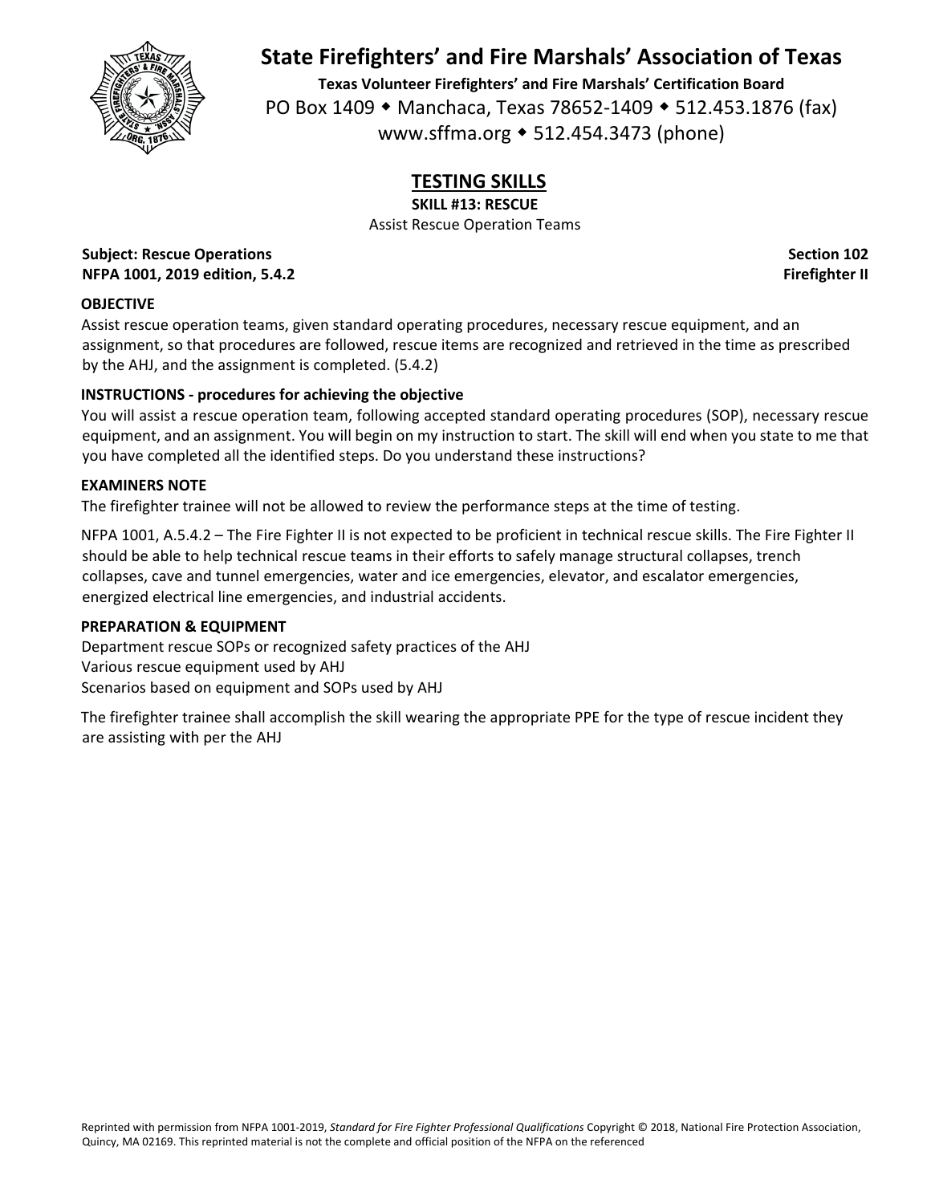# State Firefighters' and Fire Marshals' Association of Texas

**Texas Volunteer Firefighters' and Fire Marshals' Certification Board**
PO Box 1409 ◆ Manchaca, Texas 78652-1409 ◆ 512.453.1876 (fax)
www.sffma.org ◆ 512.454.3473 (phone)

## TESTING SKILLS

**SKILL #13: RESCUE**
Assist Rescue Operation Teams

**Subject: Rescue Operations** **Section 102**
**NFPA 1001, 2019 edition, 5.4.2** **Firefighter II**

### OBJECTIVE

Assist rescue operation teams, given standard operating procedures, necessary rescue equipment, and an assignment, so that procedures are followed, rescue items are recognized and retrieved in the time as prescribed by the AHJ, and the assignment is completed. (5.4.2)

### INSTRUCTIONS - procedures for achieving the objective

You will assist a rescue operation team, following accepted standard operating procedures (SOP), necessary rescue equipment, and an assignment. You will begin on my instruction to start. The skill will end when you state to me that you have completed all the identified steps. Do you understand these instructions?

### EXAMINERS NOTE

The firefighter trainee will not be allowed to review the performance steps at the time of testing.

NFPA 1001, A.5.4.2 – The Fire Fighter II is not expected to be proficient in technical rescue skills. The Fire Fighter II should be able to help technical rescue teams in their efforts to safely manage structural collapses, trench collapses, cave and tunnel emergencies, water and ice emergencies, elevator, and escalator emergencies, energized electrical line emergencies, and industrial accidents.

### PREPARATION & EQUIPMENT

Department rescue SOPs or recognized safety practices of the AHJ
Various rescue equipment used by AHJ
Scenarios based on equipment and SOPs used by AHJ

The firefighter trainee shall accomplish the skill wearing the appropriate PPE for the type of rescue incident they are assisting with per the AHJ

Reprinted with permission from NFPA 1001-2019, *Standard for Fire Fighter Professional Qualifications* Copyright © 2018, National Fire Protection Association, Quincy, MA 02169. This reprinted material is not the complete and official position of the NFPA on the referenced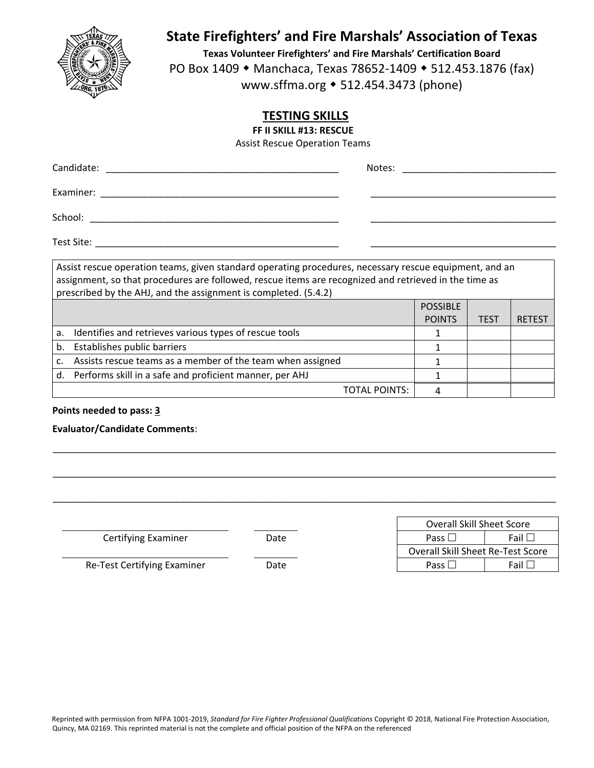# State Firefighters' and Fire Marshals' Association of Texas

**Texas Volunteer Firefighters' and Fire Marshals' Certification Board**

PO Box 1409 ◆ Manchaca, Texas 78652-1409 ◆ 512.453.1876 (fax)

www.sffma.org ◆ 512.454.3473 (phone)

## TESTING SKILLS

**FF II SKILL #13: RESCUE**

Assist Rescue Operation Teams

Candidate: ____________________________________________ Notes: ______________________________

Examiner: ____________________________________________ ___________________________________

School: ____________________________________________ ___________________________________

Test Site: ____________________________________________ ___________________________________

Assist rescue operation teams, given standard operating procedures, necessary rescue equipment, and an assignment, so that procedures are followed, rescue items are recognized and retrieved in the time as prescribed by the AHJ, and the assignment is completed. (5.4.2)

| | POSSIBLE POINTS | TEST | RETEST |
|---|---|---|---|
| a. Identifies and retrieves various types of rescue tools | 1 | | |
| b. Establishes public barriers | 1 | | |
| c. Assists rescue teams as a member of the team when assigned | 1 | | |
| d. Performs skill in a safe and proficient manner, per AHJ | 1 | | |
| TOTAL POINTS: | 4 | | |

**Points needed to pass: 3**

**Evaluator/Candidate Comments**:

_____________________________________________________________________________________

_____________________________________________________________________________________

_____________________________________________________________________________________

______________________________ Certifying Examiner ________ Date

______________________________ Re-Test Certifying Examiner ________ Date

| Overall Skill Sheet Score | |
|---|---|
| Pass ☐ | Fail ☐ |
| Overall Skill Sheet Re-Test Score | |
| Pass ☐ | Fail ☐ |

Reprinted with permission from NFPA 1001-2019, *Standard for Fire Fighter Professional Qualifications* Copyright © 2018, National Fire Protection Association, Quincy, MA 02169. This reprinted material is not the complete and official position of the NFPA on the referenced